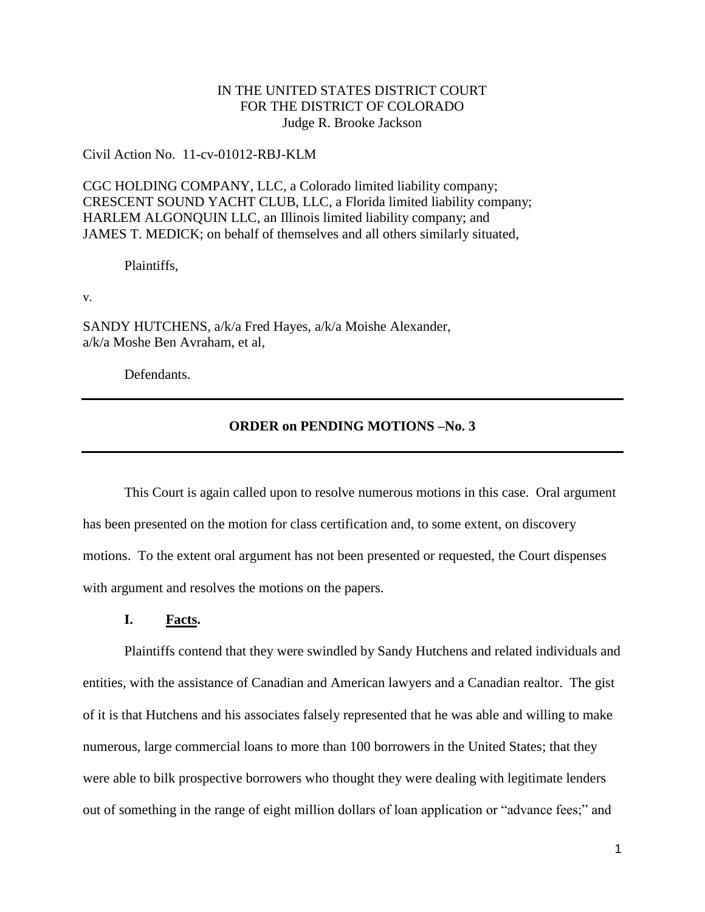IN THE UNITED STATES DISTRICT COURT
FOR THE DISTRICT OF COLORADO
Judge R. Brooke Jackson

Civil Action No. 11-cv-01012-RBJ-KLM

CGC HOLDING COMPANY, LLC, a Colorado limited liability company;
CRESCENT SOUND YACHT CLUB, LLC, a Florida limited liability company;
HARLEM ALGONQUIN LLC, an Illinois limited liability company; and
JAMES T. MEDICK; on behalf of themselves and all others similarly situated,

Plaintiffs,

v.

SANDY HUTCHENS, a/k/a Fred Hayes, a/k/a Moishe Alexander,
a/k/a Moshe Ben Avraham, et al,

Defendants.

---

**ORDER on PENDING MOTIONS –No. 3**

---

This Court is again called upon to resolve numerous motions in this case. Oral argument has been presented on the motion for class certification and, to some extent, on discovery motions. To the extent oral argument has not been presented or requested, the Court dispenses with argument and resolves the motions on the papers.

## I. Facts.

Plaintiffs contend that they were swindled by Sandy Hutchens and related individuals and entities, with the assistance of Canadian and American lawyers and a Canadian realtor. The gist of it is that Hutchens and his associates falsely represented that he was able and willing to make numerous, large commercial loans to more than 100 borrowers in the United States; that they were able to bilk prospective borrowers who thought they were dealing with legitimate lenders out of something in the range of eight million dollars of loan application or "advance fees;" and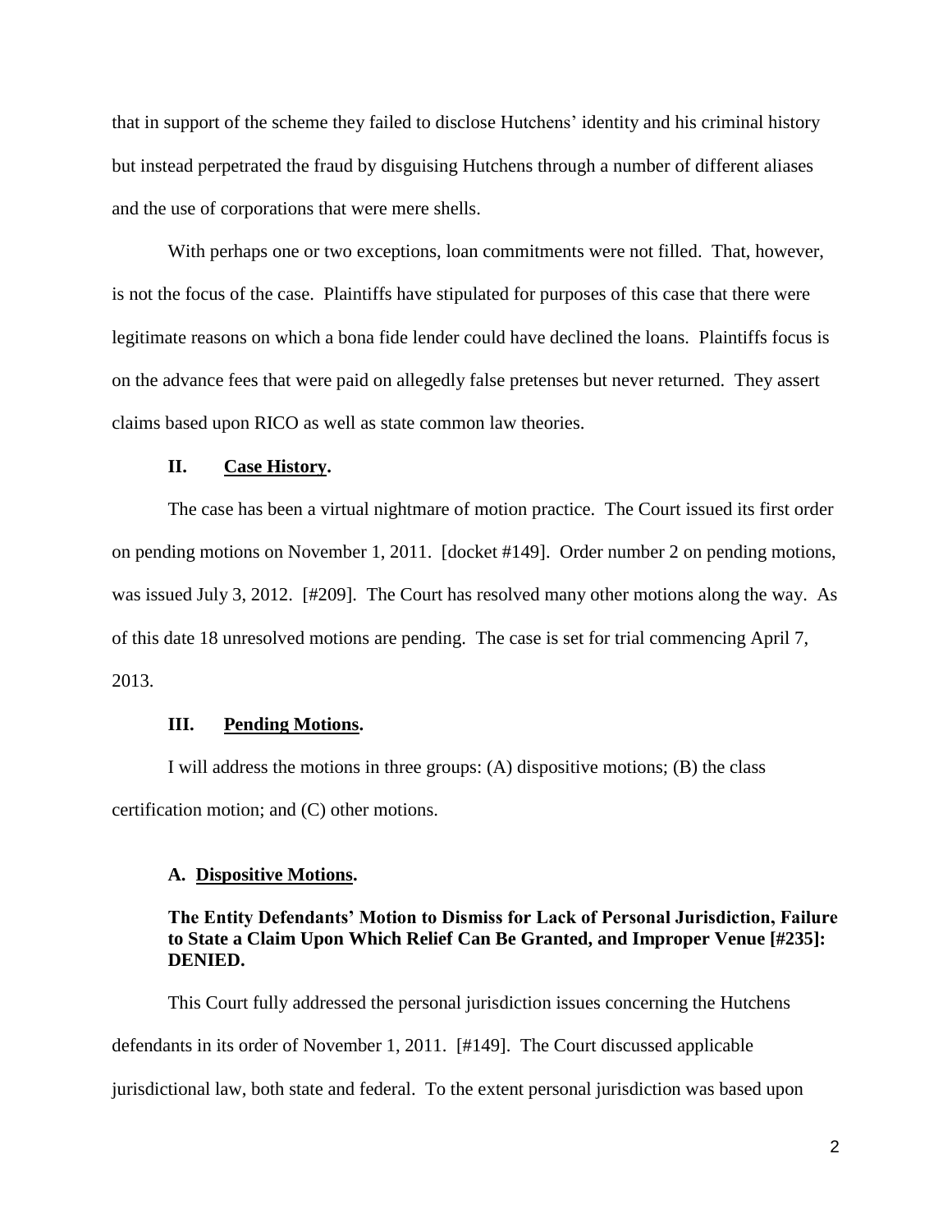that in support of the scheme they failed to disclose Hutchens' identity and his criminal history but instead perpetrated the fraud by disguising Hutchens through a number of different aliases and the use of corporations that were mere shells.

With perhaps one or two exceptions, loan commitments were not filled. That, however, is not the focus of the case. Plaintiffs have stipulated for purposes of this case that there were legitimate reasons on which a bona fide lender could have declined the loans. Plaintiffs focus is on the advance fees that were paid on allegedly false pretenses but never returned. They assert claims based upon RICO as well as state common law theories.

## II. Case History.

The case has been a virtual nightmare of motion practice. The Court issued its first order on pending motions on November 1, 2011. [docket #149]. Order number 2 on pending motions, was issued July 3, 2012. [#209]. The Court has resolved many other motions along the way. As of this date 18 unresolved motions are pending. The case is set for trial commencing April 7, 2013.

## III. Pending Motions.

I will address the motions in three groups: (A) dispositive motions; (B) the class certification motion; and (C) other motions.

### A. Dispositive Motions.

**The Entity Defendants' Motion to Dismiss for Lack of Personal Jurisdiction, Failure to State a Claim Upon Which Relief Can Be Granted, and Improper Venue [#235]: DENIED.**

This Court fully addressed the personal jurisdiction issues concerning the Hutchens defendants in its order of November 1, 2011. [#149]. The Court discussed applicable jurisdictional law, both state and federal. To the extent personal jurisdiction was based upon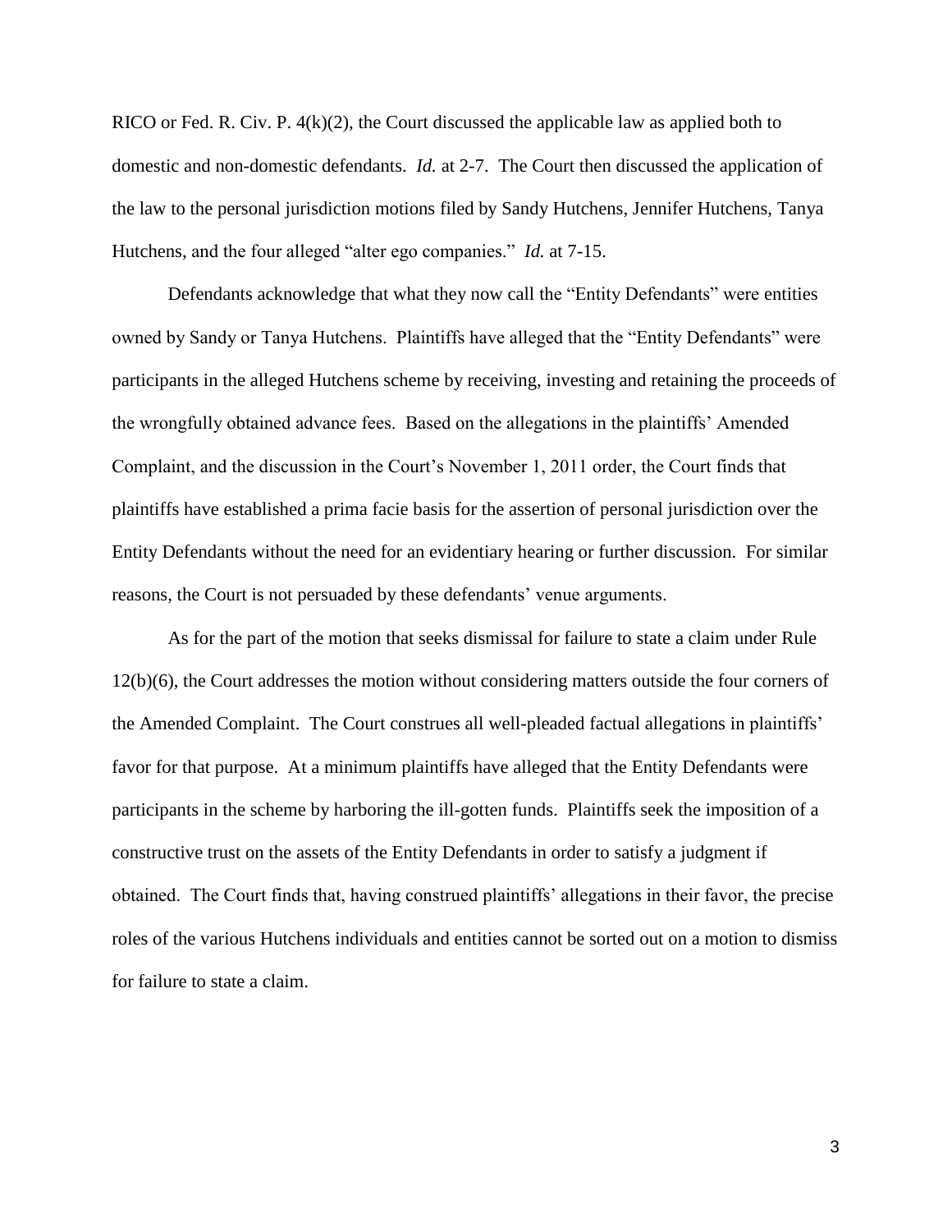RICO or Fed. R. Civ. P. 4(k)(2), the Court discussed the applicable law as applied both to domestic and non-domestic defendants. *Id.* at 2-7. The Court then discussed the application of the law to the personal jurisdiction motions filed by Sandy Hutchens, Jennifer Hutchens, Tanya Hutchens, and the four alleged "alter ego companies." *Id.* at 7-15.

Defendants acknowledge that what they now call the "Entity Defendants" were entities owned by Sandy or Tanya Hutchens. Plaintiffs have alleged that the "Entity Defendants" were participants in the alleged Hutchens scheme by receiving, investing and retaining the proceeds of the wrongfully obtained advance fees. Based on the allegations in the plaintiffs' Amended Complaint, and the discussion in the Court's November 1, 2011 order, the Court finds that plaintiffs have established a prima facie basis for the assertion of personal jurisdiction over the Entity Defendants without the need for an evidentiary hearing or further discussion. For similar reasons, the Court is not persuaded by these defendants' venue arguments.

As for the part of the motion that seeks dismissal for failure to state a claim under Rule 12(b)(6), the Court addresses the motion without considering matters outside the four corners of the Amended Complaint. The Court construes all well-pleaded factual allegations in plaintiffs' favor for that purpose. At a minimum plaintiffs have alleged that the Entity Defendants were participants in the scheme by harboring the ill-gotten funds. Plaintiffs seek the imposition of a constructive trust on the assets of the Entity Defendants in order to satisfy a judgment if obtained. The Court finds that, having construed plaintiffs' allegations in their favor, the precise roles of the various Hutchens individuals and entities cannot be sorted out on a motion to dismiss for failure to state a claim.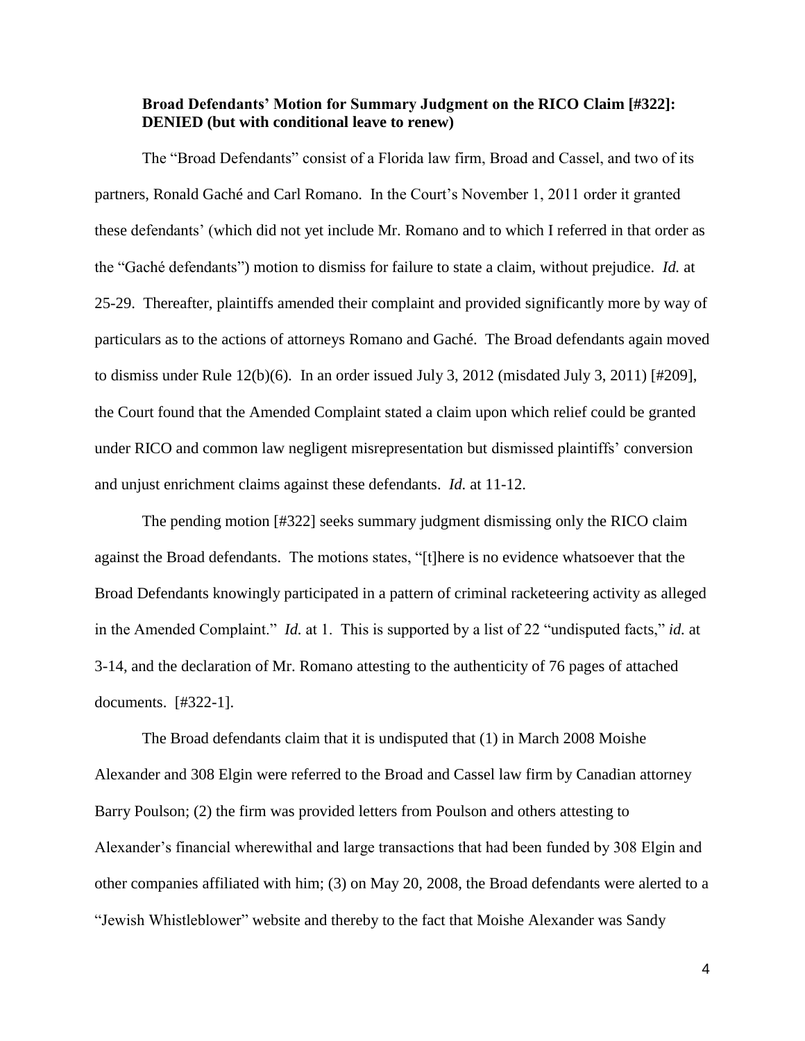**Broad Defendants' Motion for Summary Judgment on the RICO Claim [#322]: DENIED (but with conditional leave to renew)**

The "Broad Defendants" consist of a Florida law firm, Broad and Cassel, and two of its partners, Ronald Gaché and Carl Romano. In the Court's November 1, 2011 order it granted these defendants' (which did not yet include Mr. Romano and to which I referred in that order as the "Gaché defendants") motion to dismiss for failure to state a claim, without prejudice. *Id.* at 25-29. Thereafter, plaintiffs amended their complaint and provided significantly more by way of particulars as to the actions of attorneys Romano and Gaché. The Broad defendants again moved to dismiss under Rule 12(b)(6). In an order issued July 3, 2012 (misdated July 3, 2011) [#209], the Court found that the Amended Complaint stated a claim upon which relief could be granted under RICO and common law negligent misrepresentation but dismissed plaintiffs' conversion and unjust enrichment claims against these defendants. *Id.* at 11-12.

The pending motion [#322] seeks summary judgment dismissing only the RICO claim against the Broad defendants. The motions states, "[t]here is no evidence whatsoever that the Broad Defendants knowingly participated in a pattern of criminal racketeering activity as alleged in the Amended Complaint." *Id.* at 1. This is supported by a list of 22 "undisputed facts," *id.* at 3-14, and the declaration of Mr. Romano attesting to the authenticity of 76 pages of attached documents. [#322-1].

The Broad defendants claim that it is undisputed that (1) in March 2008 Moishe Alexander and 308 Elgin were referred to the Broad and Cassel law firm by Canadian attorney Barry Poulson; (2) the firm was provided letters from Poulson and others attesting to Alexander's financial wherewithal and large transactions that had been funded by 308 Elgin and other companies affiliated with him; (3) on May 20, 2008, the Broad defendants were alerted to a "Jewish Whistleblower" website and thereby to the fact that Moishe Alexander was Sandy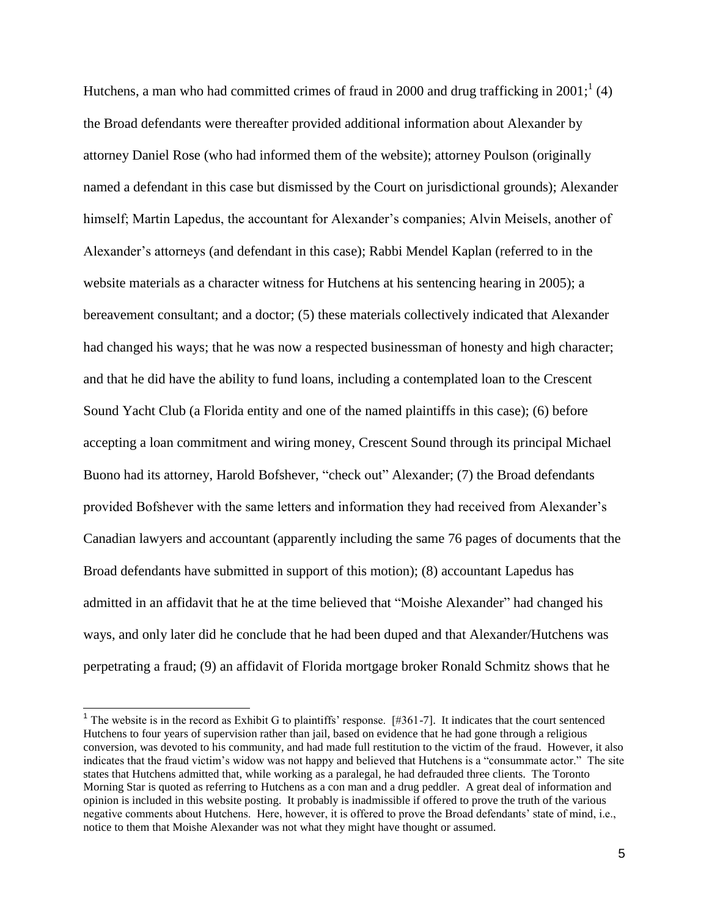Hutchens, a man who had committed crimes of fraud in 2000 and drug trafficking in 2001;[1] (4) the Broad defendants were thereafter provided additional information about Alexander by attorney Daniel Rose (who had informed them of the website); attorney Poulson (originally named a defendant in this case but dismissed by the Court on jurisdictional grounds); Alexander himself; Martin Lapedus, the accountant for Alexander's companies; Alvin Meisels, another of Alexander's attorneys (and defendant in this case); Rabbi Mendel Kaplan (referred to in the website materials as a character witness for Hutchens at his sentencing hearing in 2005); a bereavement consultant; and a doctor; (5) these materials collectively indicated that Alexander had changed his ways; that he was now a respected businessman of honesty and high character; and that he did have the ability to fund loans, including a contemplated loan to the Crescent Sound Yacht Club (a Florida entity and one of the named plaintiffs in this case); (6) before accepting a loan commitment and wiring money, Crescent Sound through its principal Michael Buono had its attorney, Harold Bofshever, "check out" Alexander; (7) the Broad defendants provided Bofshever with the same letters and information they had received from Alexander's Canadian lawyers and accountant (apparently including the same 76 pages of documents that the Broad defendants have submitted in support of this motion); (8) accountant Lapedus has admitted in an affidavit that he at the time believed that "Moishe Alexander" had changed his ways, and only later did he conclude that he had been duped and that Alexander/Hutchens was perpetrating a fraud; (9) an affidavit of Florida mortgage broker Ronald Schmitz shows that he

[1] The website is in the record as Exhibit G to plaintiffs' response. [#361-7]. It indicates that the court sentenced Hutchens to four years of supervision rather than jail, based on evidence that he had gone through a religious conversion, was devoted to his community, and had made full restitution to the victim of the fraud. However, it also indicates that the fraud victim's widow was not happy and believed that Hutchens is a "consummate actor." The site states that Hutchens admitted that, while working as a paralegal, he had defrauded three clients. The Toronto Morning Star is quoted as referring to Hutchens as a con man and a drug peddler. A great deal of information and opinion is included in this website posting. It probably is inadmissible if offered to prove the truth of the various negative comments about Hutchens. Here, however, it is offered to prove the Broad defendants' state of mind, i.e., notice to them that Moishe Alexander was not what they might have thought or assumed.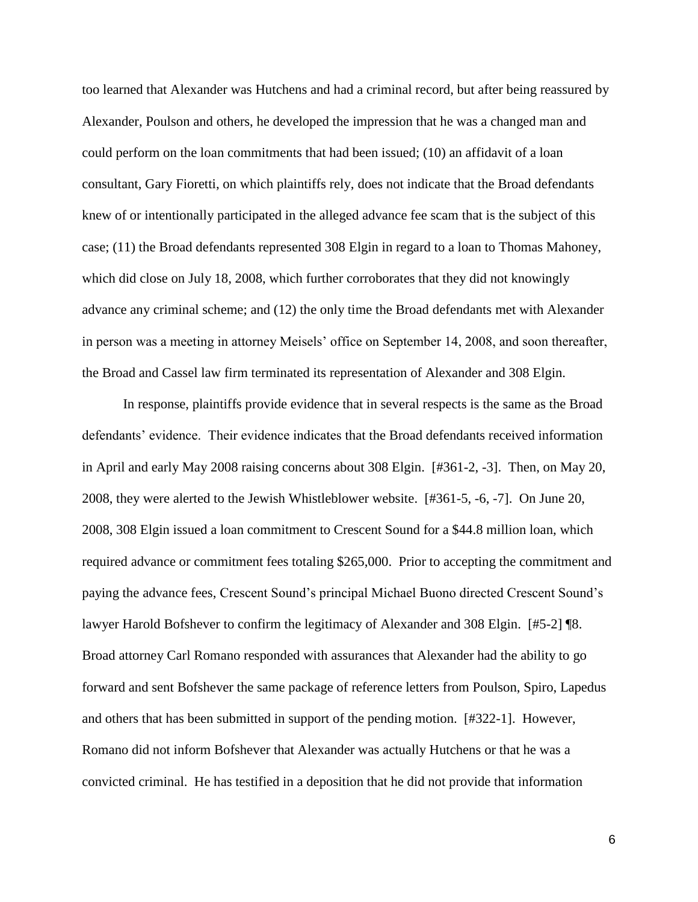too learned that Alexander was Hutchens and had a criminal record, but after being reassured by Alexander, Poulson and others, he developed the impression that he was a changed man and could perform on the loan commitments that had been issued; (10) an affidavit of a loan consultant, Gary Fioretti, on which plaintiffs rely, does not indicate that the Broad defendants knew of or intentionally participated in the alleged advance fee scam that is the subject of this case; (11) the Broad defendants represented 308 Elgin in regard to a loan to Thomas Mahoney, which did close on July 18, 2008, which further corroborates that they did not knowingly advance any criminal scheme; and (12) the only time the Broad defendants met with Alexander in person was a meeting in attorney Meisels' office on September 14, 2008, and soon thereafter, the Broad and Cassel law firm terminated its representation of Alexander and 308 Elgin.

In response, plaintiffs provide evidence that in several respects is the same as the Broad defendants' evidence. Their evidence indicates that the Broad defendants received information in April and early May 2008 raising concerns about 308 Elgin. [#361-2, -3]. Then, on May 20, 2008, they were alerted to the Jewish Whistleblower website. [#361-5, -6, -7]. On June 20, 2008, 308 Elgin issued a loan commitment to Crescent Sound for a $44.8 million loan, which required advance or commitment fees totaling $265,000. Prior to accepting the commitment and paying the advance fees, Crescent Sound's principal Michael Buono directed Crescent Sound's lawyer Harold Bofshever to confirm the legitimacy of Alexander and 308 Elgin. [#5-2] ¶8. Broad attorney Carl Romano responded with assurances that Alexander had the ability to go forward and sent Bofshever the same package of reference letters from Poulson, Spiro, Lapedus and others that has been submitted in support of the pending motion. [#322-1]. However, Romano did not inform Bofshever that Alexander was actually Hutchens or that he was a convicted criminal. He has testified in a deposition that he did not provide that information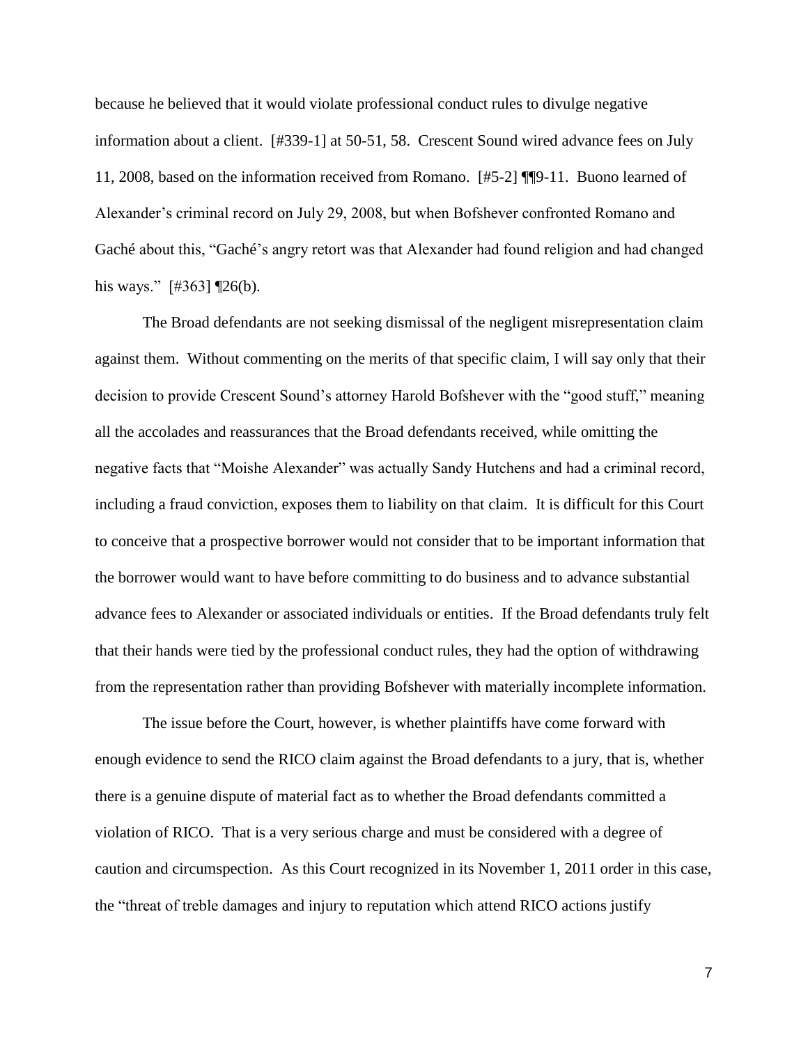because he believed that it would violate professional conduct rules to divulge negative information about a client. [#339-1] at 50-51, 58. Crescent Sound wired advance fees on July 11, 2008, based on the information received from Romano. [#5-2] ¶¶9-11. Buono learned of Alexander's criminal record on July 29, 2008, but when Bofshever confronted Romano and Gaché about this, "Gaché's angry retort was that Alexander had found religion and had changed his ways." [#363] ¶26(b).

The Broad defendants are not seeking dismissal of the negligent misrepresentation claim against them. Without commenting on the merits of that specific claim, I will say only that their decision to provide Crescent Sound's attorney Harold Bofshever with the "good stuff," meaning all the accolades and reassurances that the Broad defendants received, while omitting the negative facts that "Moishe Alexander" was actually Sandy Hutchens and had a criminal record, including a fraud conviction, exposes them to liability on that claim. It is difficult for this Court to conceive that a prospective borrower would not consider that to be important information that the borrower would want to have before committing to do business and to advance substantial advance fees to Alexander or associated individuals or entities. If the Broad defendants truly felt that their hands were tied by the professional conduct rules, they had the option of withdrawing from the representation rather than providing Bofshever with materially incomplete information.

The issue before the Court, however, is whether plaintiffs have come forward with enough evidence to send the RICO claim against the Broad defendants to a jury, that is, whether there is a genuine dispute of material fact as to whether the Broad defendants committed a violation of RICO. That is a very serious charge and must be considered with a degree of caution and circumspection. As this Court recognized in its November 1, 2011 order in this case, the "threat of treble damages and injury to reputation which attend RICO actions justify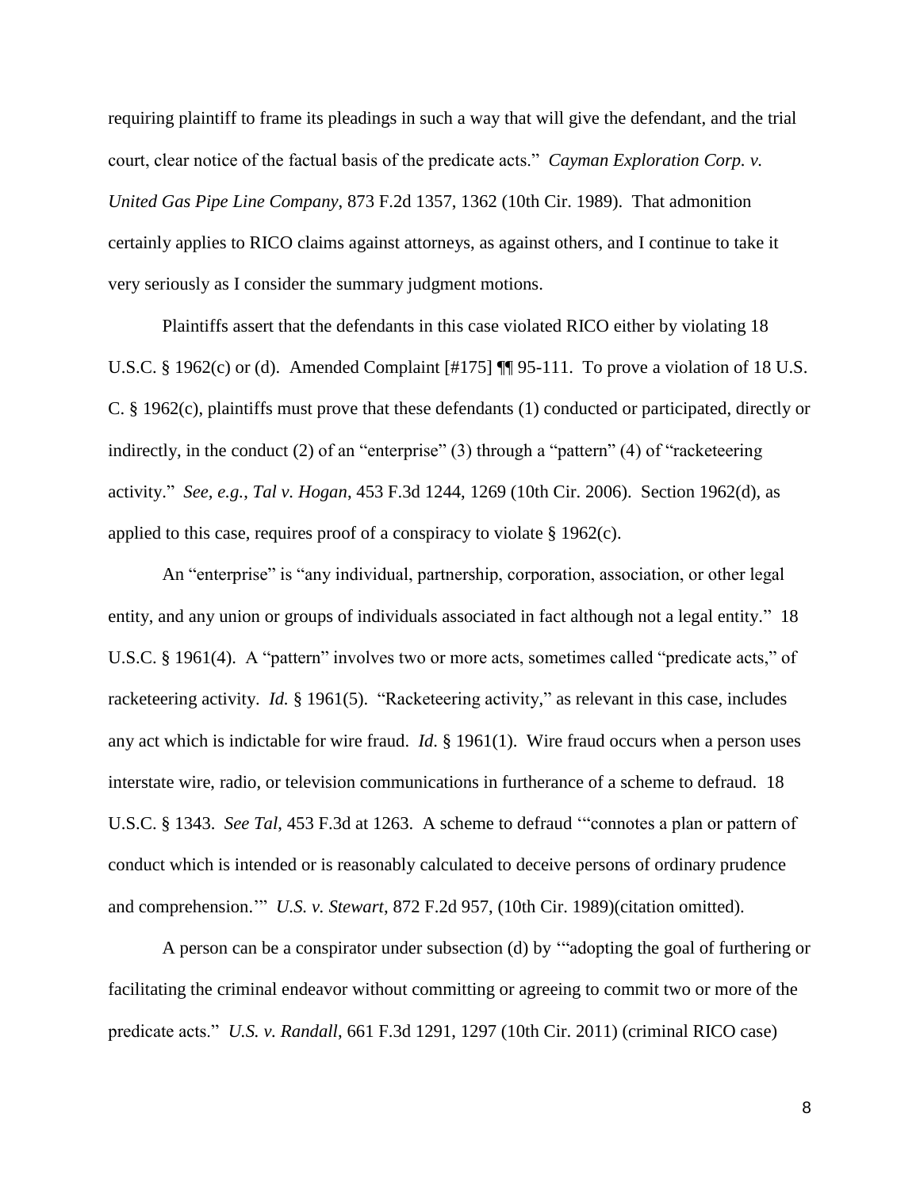requiring plaintiff to frame its pleadings in such a way that will give the defendant, and the trial court, clear notice of the factual basis of the predicate acts." *Cayman Exploration Corp. v. United Gas Pipe Line Company*, 873 F.2d 1357, 1362 (10th Cir. 1989). That admonition certainly applies to RICO claims against attorneys, as against others, and I continue to take it very seriously as I consider the summary judgment motions.

Plaintiffs assert that the defendants in this case violated RICO either by violating 18 U.S.C. § 1962(c) or (d). Amended Complaint [#175] ¶¶ 95-111. To prove a violation of 18 U.S. C. § 1962(c), plaintiffs must prove that these defendants (1) conducted or participated, directly or indirectly, in the conduct (2) of an "enterprise" (3) through a "pattern" (4) of "racketeering activity." *See, e.g.*, *Tal v. Hogan*, 453 F.3d 1244, 1269 (10th Cir. 2006). Section 1962(d), as applied to this case, requires proof of a conspiracy to violate § 1962(c).

An "enterprise" is "any individual, partnership, corporation, association, or other legal entity, and any union or groups of individuals associated in fact although not a legal entity." 18 U.S.C. § 1961(4). A "pattern" involves two or more acts, sometimes called "predicate acts," of racketeering activity. *Id.* § 1961(5). "Racketeering activity," as relevant in this case, includes any act which is indictable for wire fraud. *Id.* § 1961(1). Wire fraud occurs when a person uses interstate wire, radio, or television communications in furtherance of a scheme to defraud. 18 U.S.C. § 1343. *See Tal*, 453 F.3d at 1263. A scheme to defraud '"connotes a plan or pattern of conduct which is intended or is reasonably calculated to deceive persons of ordinary prudence and comprehension.'" *U.S. v. Stewart*, 872 F.2d 957, (10th Cir. 1989)(citation omitted).

A person can be a conspirator under subsection (d) by '"adopting the goal of furthering or facilitating the criminal endeavor without committing or agreeing to commit two or more of the predicate acts." *U.S. v. Randall*, 661 F.3d 1291, 1297 (10th Cir. 2011) (criminal RICO case)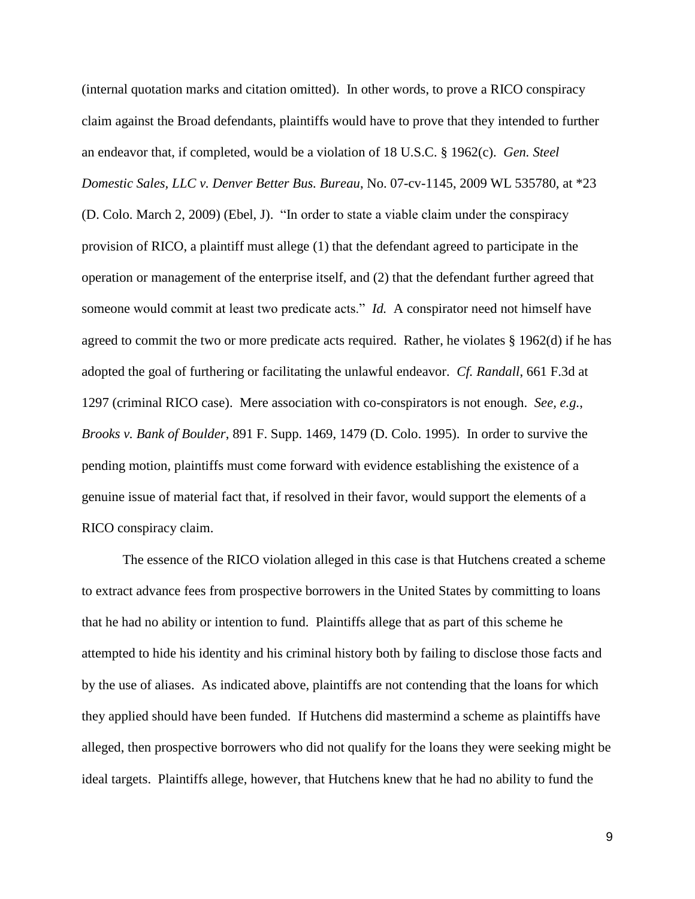(internal quotation marks and citation omitted). In other words, to prove a RICO conspiracy claim against the Broad defendants, plaintiffs would have to prove that they intended to further an endeavor that, if completed, would be a violation of 18 U.S.C. § 1962(c). *Gen. Steel Domestic Sales, LLC v. Denver Better Bus. Bureau*, No. 07-cv-1145, 2009 WL 535780, at *23 (D. Colo. March 2, 2009) (Ebel, J). "In order to state a viable claim under the conspiracy provision of RICO, a plaintiff must allege (1) that the defendant agreed to participate in the operation or management of the enterprise itself, and (2) that the defendant further agreed that someone would commit at least two predicate acts." *Id.* A conspirator need not himself have agreed to commit the two or more predicate acts required. Rather, he violates § 1962(d) if he has adopted the goal of furthering or facilitating the unlawful endeavor. *Cf. Randall*, 661 F.3d at 1297 (criminal RICO case). Mere association with co-conspirators is not enough. *See, e.g., Brooks v. Bank of Boulder*, 891 F. Supp. 1469, 1479 (D. Colo. 1995). In order to survive the pending motion, plaintiffs must come forward with evidence establishing the existence of a genuine issue of material fact that, if resolved in their favor, would support the elements of a RICO conspiracy claim.

The essence of the RICO violation alleged in this case is that Hutchens created a scheme to extract advance fees from prospective borrowers in the United States by committing to loans that he had no ability or intention to fund. Plaintiffs allege that as part of this scheme he attempted to hide his identity and his criminal history both by failing to disclose those facts and by the use of aliases. As indicated above, plaintiffs are not contending that the loans for which they applied should have been funded. If Hutchens did mastermind a scheme as plaintiffs have alleged, then prospective borrowers who did not qualify for the loans they were seeking might be ideal targets. Plaintiffs allege, however, that Hutchens knew that he had no ability to fund the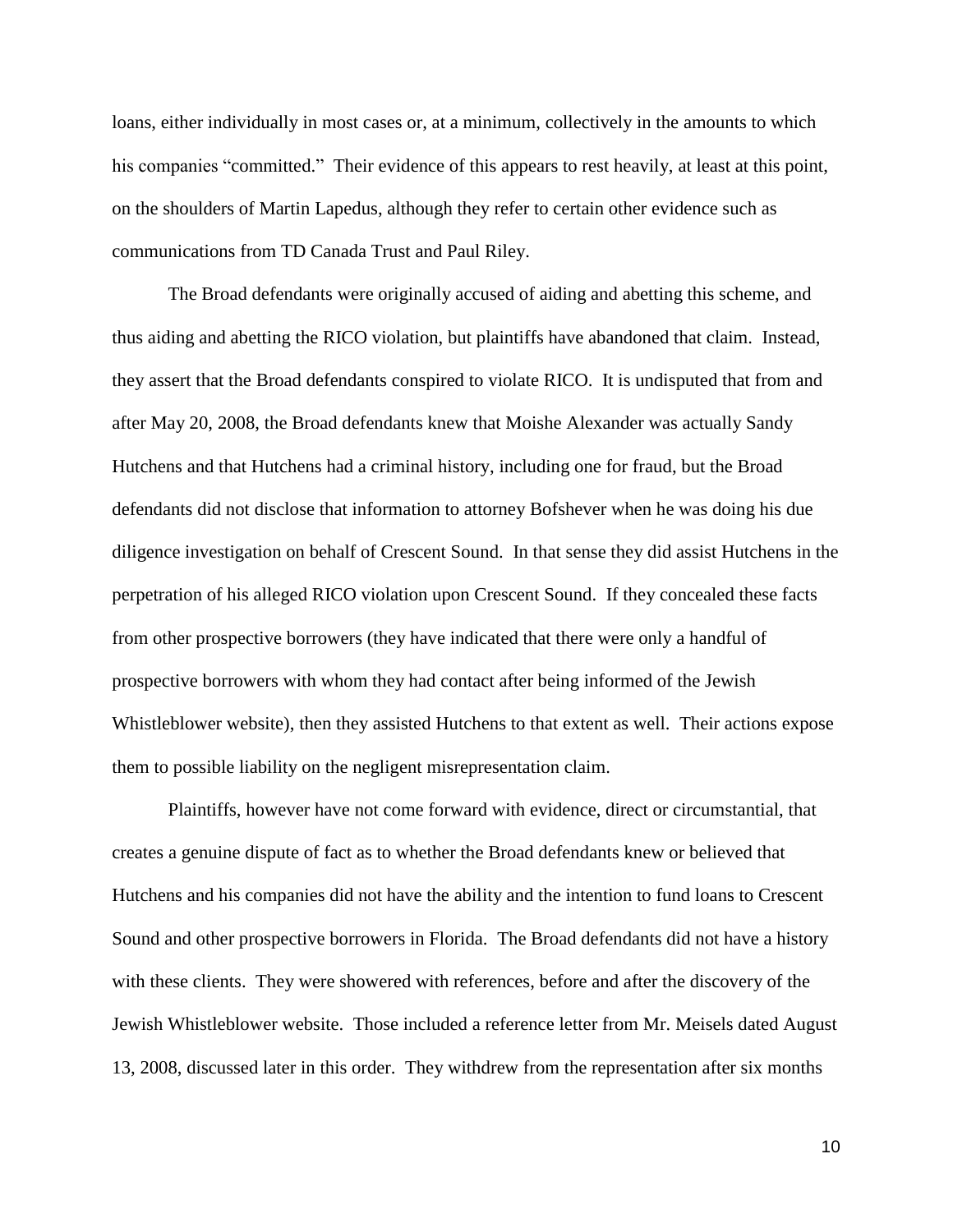loans, either individually in most cases or, at a minimum, collectively in the amounts to which his companies "committed." Their evidence of this appears to rest heavily, at least at this point, on the shoulders of Martin Lapedus, although they refer to certain other evidence such as communications from TD Canada Trust and Paul Riley.

The Broad defendants were originally accused of aiding and abetting this scheme, and thus aiding and abetting the RICO violation, but plaintiffs have abandoned that claim. Instead, they assert that the Broad defendants conspired to violate RICO. It is undisputed that from and after May 20, 2008, the Broad defendants knew that Moishe Alexander was actually Sandy Hutchens and that Hutchens had a criminal history, including one for fraud, but the Broad defendants did not disclose that information to attorney Bofshever when he was doing his due diligence investigation on behalf of Crescent Sound. In that sense they did assist Hutchens in the perpetration of his alleged RICO violation upon Crescent Sound. If they concealed these facts from other prospective borrowers (they have indicated that there were only a handful of prospective borrowers with whom they had contact after being informed of the Jewish Whistleblower website), then they assisted Hutchens to that extent as well. Their actions expose them to possible liability on the negligent misrepresentation claim.

Plaintiffs, however have not come forward with evidence, direct or circumstantial, that creates a genuine dispute of fact as to whether the Broad defendants knew or believed that Hutchens and his companies did not have the ability and the intention to fund loans to Crescent Sound and other prospective borrowers in Florida. The Broad defendants did not have a history with these clients. They were showered with references, before and after the discovery of the Jewish Whistleblower website. Those included a reference letter from Mr. Meisels dated August 13, 2008, discussed later in this order. They withdrew from the representation after six months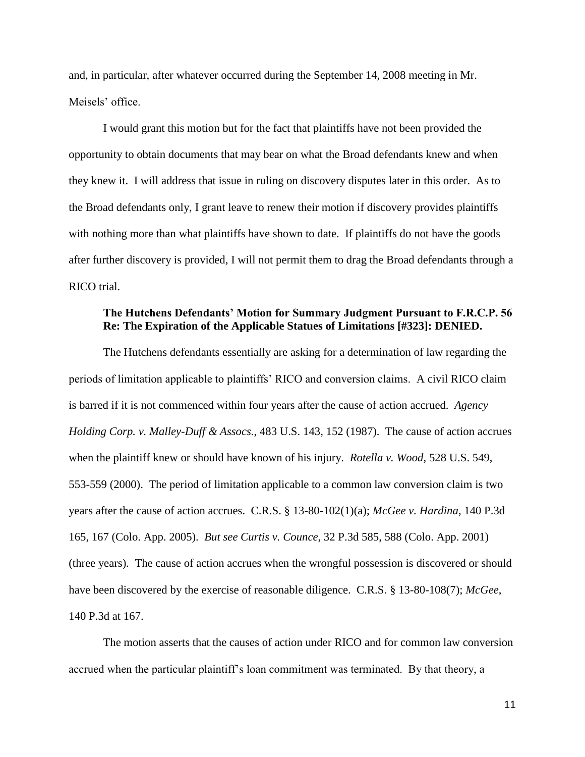and, in particular, after whatever occurred during the September 14, 2008 meeting in Mr. Meisels' office.

I would grant this motion but for the fact that plaintiffs have not been provided the opportunity to obtain documents that may bear on what the Broad defendants knew and when they knew it. I will address that issue in ruling on discovery disputes later in this order. As to the Broad defendants only, I grant leave to renew their motion if discovery provides plaintiffs with nothing more than what plaintiffs have shown to date. If plaintiffs do not have the goods after further discovery is provided, I will not permit them to drag the Broad defendants through a RICO trial.

**The Hutchens Defendants' Motion for Summary Judgment Pursuant to F.R.C.P. 56 Re: The Expiration of the Applicable Statues of Limitations [#323]: DENIED.**

The Hutchens defendants essentially are asking for a determination of law regarding the periods of limitation applicable to plaintiffs' RICO and conversion claims. A civil RICO claim is barred if it is not commenced within four years after the cause of action accrued. *Agency Holding Corp. v. Malley-Duff & Assocs.*, 483 U.S. 143, 152 (1987). The cause of action accrues when the plaintiff knew or should have known of his injury. *Rotella v. Wood*, 528 U.S. 549, 553-559 (2000). The period of limitation applicable to a common law conversion claim is two years after the cause of action accrues. C.R.S. § 13-80-102(1)(a); *McGee v. Hardina*, 140 P.3d 165, 167 (Colo. App. 2005). *But see Curtis v. Counce*, 32 P.3d 585, 588 (Colo. App. 2001) (three years). The cause of action accrues when the wrongful possession is discovered or should have been discovered by the exercise of reasonable diligence. C.R.S. § 13-80-108(7); *McGee*, 140 P.3d at 167.

The motion asserts that the causes of action under RICO and for common law conversion accrued when the particular plaintiff's loan commitment was terminated. By that theory, a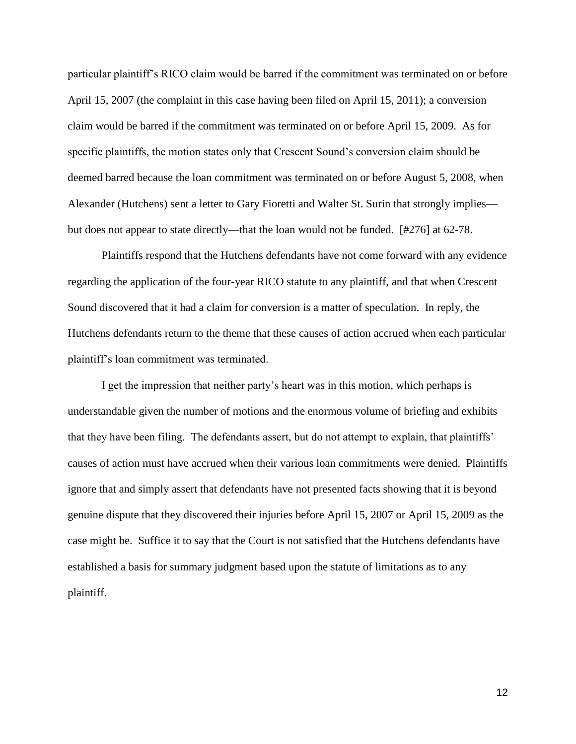particular plaintiff's RICO claim would be barred if the commitment was terminated on or before April 15, 2007 (the complaint in this case having been filed on April 15, 2011); a conversion claim would be barred if the commitment was terminated on or before April 15, 2009. As for specific plaintiffs, the motion states only that Crescent Sound's conversion claim should be deemed barred because the loan commitment was terminated on or before August 5, 2008, when Alexander (Hutchens) sent a letter to Gary Fioretti and Walter St. Surin that strongly implies—but does not appear to state directly—that the loan would not be funded. [#276] at 62-78.

Plaintiffs respond that the Hutchens defendants have not come forward with any evidence regarding the application of the four-year RICO statute to any plaintiff, and that when Crescent Sound discovered that it had a claim for conversion is a matter of speculation. In reply, the Hutchens defendants return to the theme that these causes of action accrued when each particular plaintiff's loan commitment was terminated.

I get the impression that neither party's heart was in this motion, which perhaps is understandable given the number of motions and the enormous volume of briefing and exhibits that they have been filing. The defendants assert, but do not attempt to explain, that plaintiffs' causes of action must have accrued when their various loan commitments were denied. Plaintiffs ignore that and simply assert that defendants have not presented facts showing that it is beyond genuine dispute that they discovered their injuries before April 15, 2007 or April 15, 2009 as the case might be. Suffice it to say that the Court is not satisfied that the Hutchens defendants have established a basis for summary judgment based upon the statute of limitations as to any plaintiff.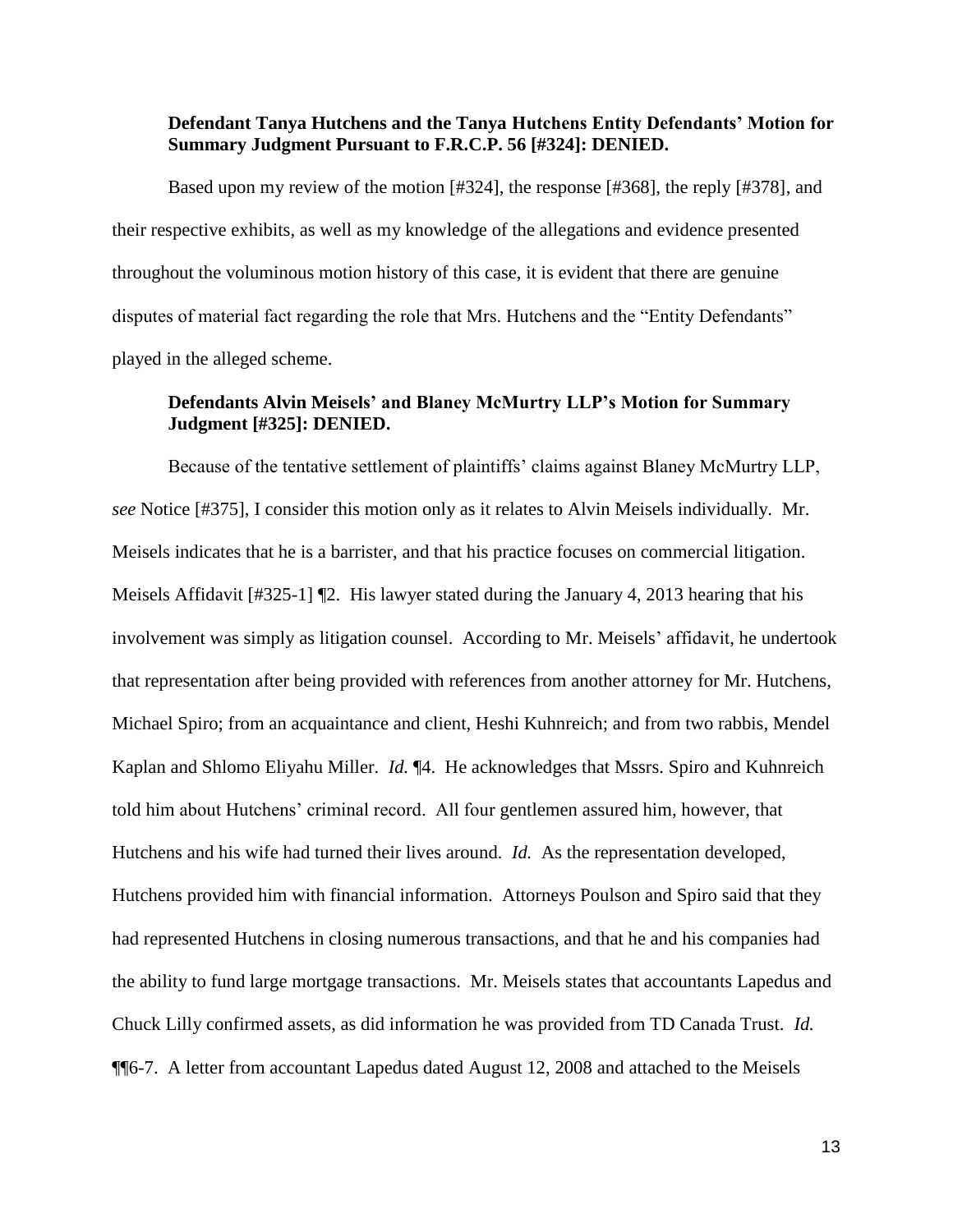**Defendant Tanya Hutchens and the Tanya Hutchens Entity Defendants' Motion for Summary Judgment Pursuant to F.R.C.P. 56 [#324]: DENIED.**

Based upon my review of the motion [#324], the response [#368], the reply [#378], and their respective exhibits, as well as my knowledge of the allegations and evidence presented throughout the voluminous motion history of this case, it is evident that there are genuine disputes of material fact regarding the role that Mrs. Hutchens and the "Entity Defendants" played in the alleged scheme.

**Defendants Alvin Meisels' and Blaney McMurtry LLP's Motion for Summary Judgment [#325]: DENIED.**

Because of the tentative settlement of plaintiffs' claims against Blaney McMurtry LLP, *see* Notice [#375], I consider this motion only as it relates to Alvin Meisels individually. Mr. Meisels indicates that he is a barrister, and that his practice focuses on commercial litigation. Meisels Affidavit [#325-1] ¶2. His lawyer stated during the January 4, 2013 hearing that his involvement was simply as litigation counsel. According to Mr. Meisels' affidavit, he undertook that representation after being provided with references from another attorney for Mr. Hutchens, Michael Spiro; from an acquaintance and client, Heshi Kuhnreich; and from two rabbis, Mendel Kaplan and Shlomo Eliyahu Miller. *Id.* ¶4. He acknowledges that Mssrs. Spiro and Kuhnreich told him about Hutchens' criminal record. All four gentlemen assured him, however, that Hutchens and his wife had turned their lives around. *Id.* As the representation developed, Hutchens provided him with financial information. Attorneys Poulson and Spiro said that they had represented Hutchens in closing numerous transactions, and that he and his companies had the ability to fund large mortgage transactions. Mr. Meisels states that accountants Lapedus and Chuck Lilly confirmed assets, as did information he was provided from TD Canada Trust. *Id.* ¶¶6-7. A letter from accountant Lapedus dated August 12, 2008 and attached to the Meisels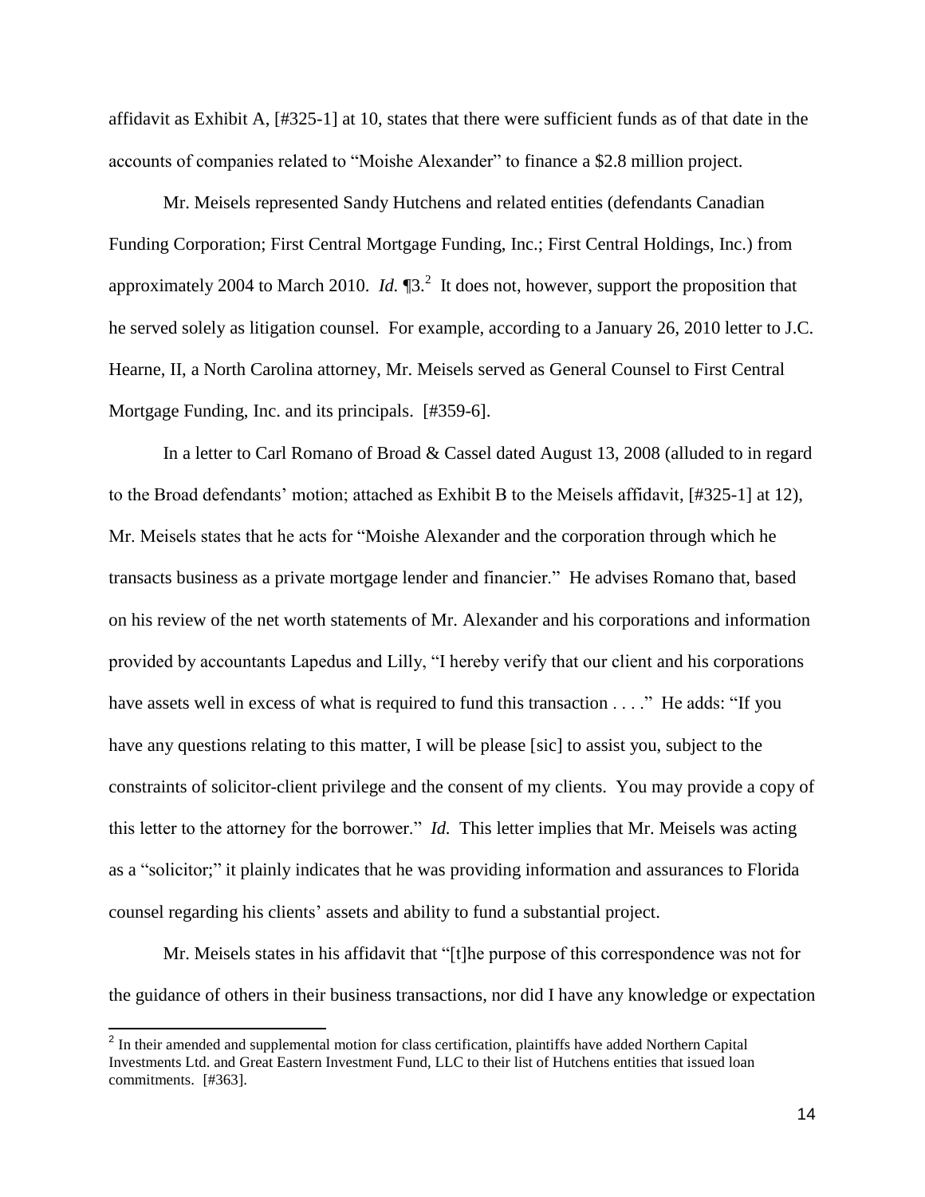affidavit as Exhibit A, [#325-1] at 10, states that there were sufficient funds as of that date in the accounts of companies related to "Moishe Alexander" to finance a $2.8 million project.

Mr. Meisels represented Sandy Hutchens and related entities (defendants Canadian Funding Corporation; First Central Mortgage Funding, Inc.; First Central Holdings, Inc.) from approximately 2004 to March 2010. *Id.* ¶3.[2] It does not, however, support the proposition that he served solely as litigation counsel. For example, according to a January 26, 2010 letter to J.C. Hearne, II, a North Carolina attorney, Mr. Meisels served as General Counsel to First Central Mortgage Funding, Inc. and its principals. [#359-6].

In a letter to Carl Romano of Broad & Cassel dated August 13, 2008 (alluded to in regard to the Broad defendants' motion; attached as Exhibit B to the Meisels affidavit, [#325-1] at 12), Mr. Meisels states that he acts for "Moishe Alexander and the corporation through which he transacts business as a private mortgage lender and financier." He advises Romano that, based on his review of the net worth statements of Mr. Alexander and his corporations and information provided by accountants Lapedus and Lilly, "I hereby verify that our client and his corporations have assets well in excess of what is required to fund this transaction . . . ." He adds: "If you have any questions relating to this matter, I will be please [sic] to assist you, subject to the constraints of solicitor-client privilege and the consent of my clients. You may provide a copy of this letter to the attorney for the borrower." *Id.* This letter implies that Mr. Meisels was acting as a "solicitor;" it plainly indicates that he was providing information and assurances to Florida counsel regarding his clients' assets and ability to fund a substantial project.

Mr. Meisels states in his affidavit that "[t]he purpose of this correspondence was not for the guidance of others in their business transactions, nor did I have any knowledge or expectation

[2] In their amended and supplemental motion for class certification, plaintiffs have added Northern Capital Investments Ltd. and Great Eastern Investment Fund, LLC to their list of Hutchens entities that issued loan commitments. [#363].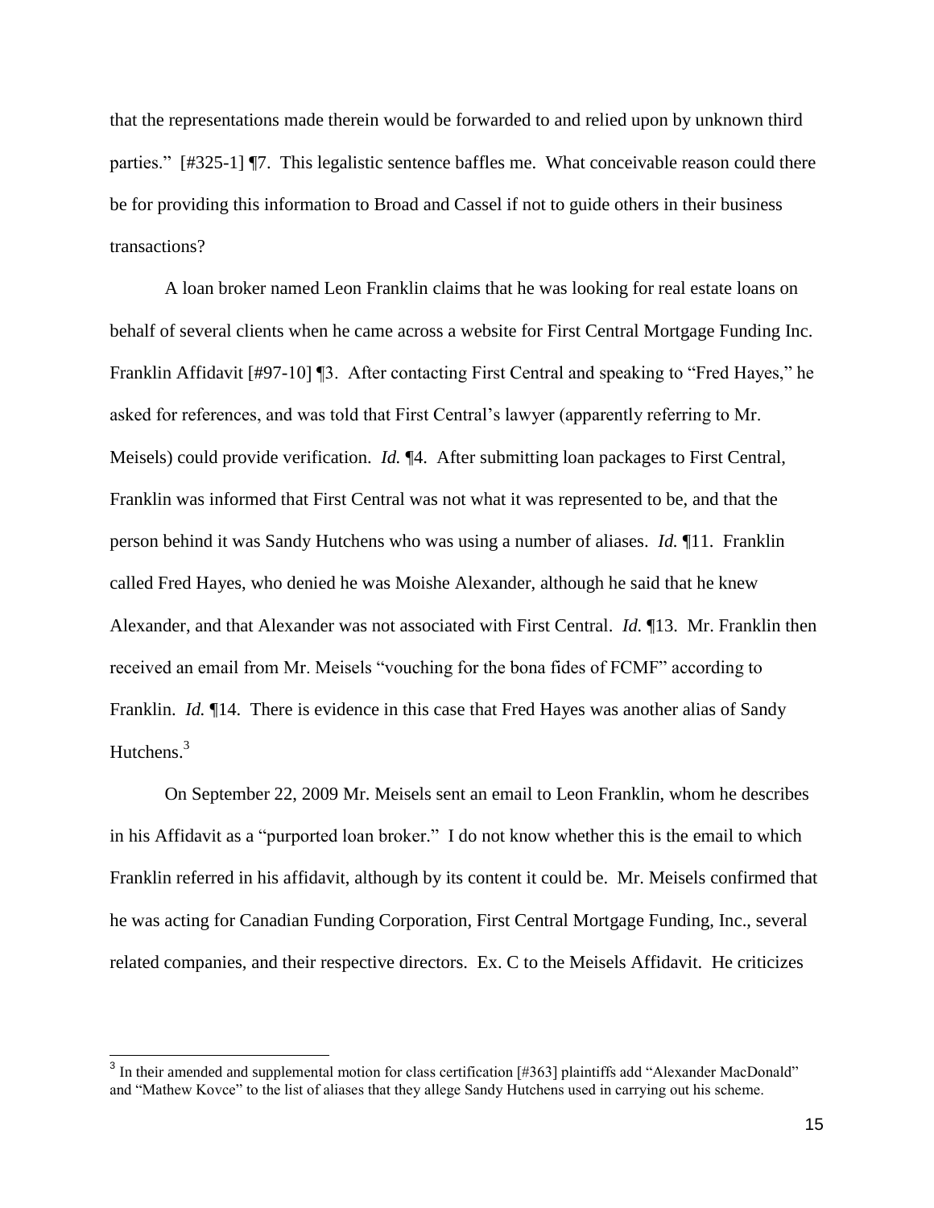that the representations made therein would be forwarded to and relied upon by unknown third parties." [#325-1] ¶7. This legalistic sentence baffles me. What conceivable reason could there be for providing this information to Broad and Cassel if not to guide others in their business transactions?

A loan broker named Leon Franklin claims that he was looking for real estate loans on behalf of several clients when he came across a website for First Central Mortgage Funding Inc. Franklin Affidavit [#97-10] ¶3. After contacting First Central and speaking to "Fred Hayes," he asked for references, and was told that First Central's lawyer (apparently referring to Mr. Meisels) could provide verification. *Id.* ¶4. After submitting loan packages to First Central, Franklin was informed that First Central was not what it was represented to be, and that the person behind it was Sandy Hutchens who was using a number of aliases. *Id.* ¶11. Franklin called Fred Hayes, who denied he was Moishe Alexander, although he said that he knew Alexander, and that Alexander was not associated with First Central. *Id.* ¶13. Mr. Franklin then received an email from Mr. Meisels "vouching for the bona fides of FCMF" according to Franklin. *Id.* ¶14. There is evidence in this case that Fred Hayes was another alias of Sandy Hutchens.[3]

On September 22, 2009 Mr. Meisels sent an email to Leon Franklin, whom he describes in his Affidavit as a "purported loan broker." I do not know whether this is the email to which Franklin referred in his affidavit, although by its content it could be. Mr. Meisels confirmed that he was acting for Canadian Funding Corporation, First Central Mortgage Funding, Inc., several related companies, and their respective directors. Ex. C to the Meisels Affidavit. He criticizes

---

[3] In their amended and supplemental motion for class certification [#363] plaintiffs add "Alexander MacDonald" and "Mathew Kovce" to the list of aliases that they allege Sandy Hutchens used in carrying out his scheme.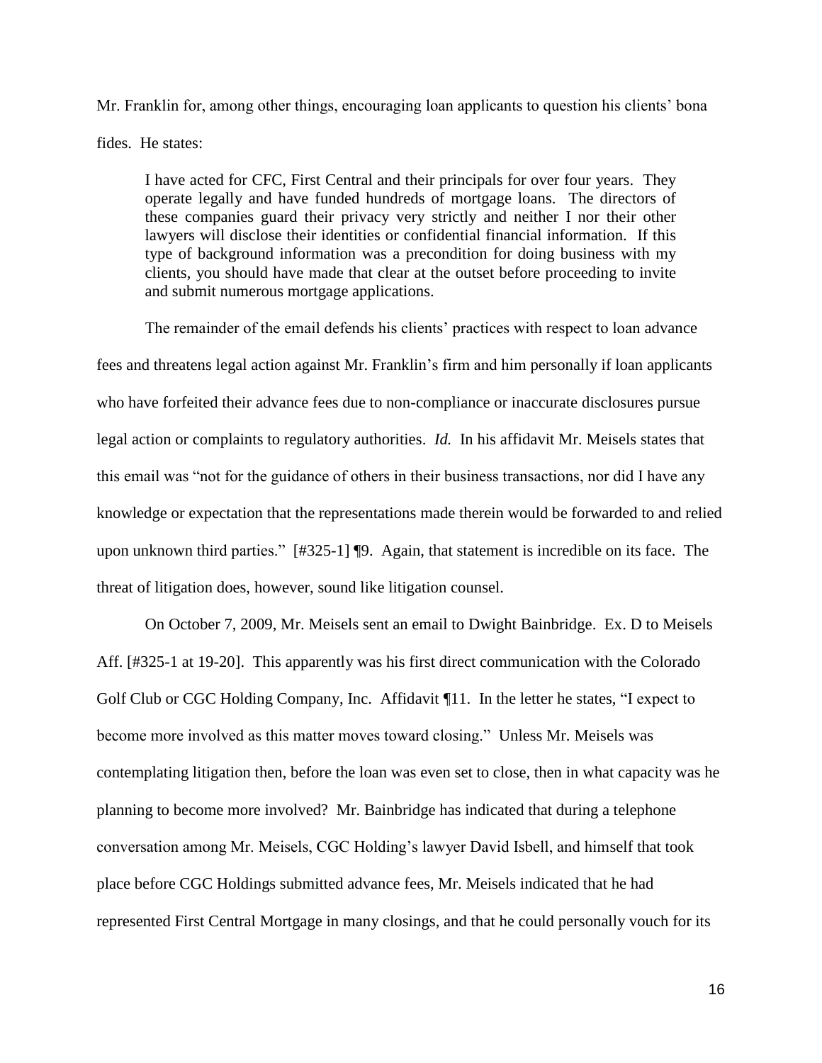Mr. Franklin for, among other things, encouraging loan applicants to question his clients' bona fides. He states:

> I have acted for CFC, First Central and their principals for over four years. They operate legally and have funded hundreds of mortgage loans. The directors of these companies guard their privacy very strictly and neither I nor their other lawyers will disclose their identities or confidential financial information. If this type of background information was a precondition for doing business with my clients, you should have made that clear at the outset before proceeding to invite and submit numerous mortgage applications.

The remainder of the email defends his clients' practices with respect to loan advance fees and threatens legal action against Mr. Franklin's firm and him personally if loan applicants who have forfeited their advance fees due to non-compliance or inaccurate disclosures pursue legal action or complaints to regulatory authorities. *Id.* In his affidavit Mr. Meisels states that this email was "not for the guidance of others in their business transactions, nor did I have any knowledge or expectation that the representations made therein would be forwarded to and relied upon unknown third parties." [#325-1] ¶9. Again, that statement is incredible on its face. The threat of litigation does, however, sound like litigation counsel.

On October 7, 2009, Mr. Meisels sent an email to Dwight Bainbridge. Ex. D to Meisels Aff. [#325-1 at 19-20]. This apparently was his first direct communication with the Colorado Golf Club or CGC Holding Company, Inc. Affidavit ¶11. In the letter he states, "I expect to become more involved as this matter moves toward closing." Unless Mr. Meisels was contemplating litigation then, before the loan was even set to close, then in what capacity was he planning to become more involved? Mr. Bainbridge has indicated that during a telephone conversation among Mr. Meisels, CGC Holding's lawyer David Isbell, and himself that took place before CGC Holdings submitted advance fees, Mr. Meisels indicated that he had represented First Central Mortgage in many closings, and that he could personally vouch for its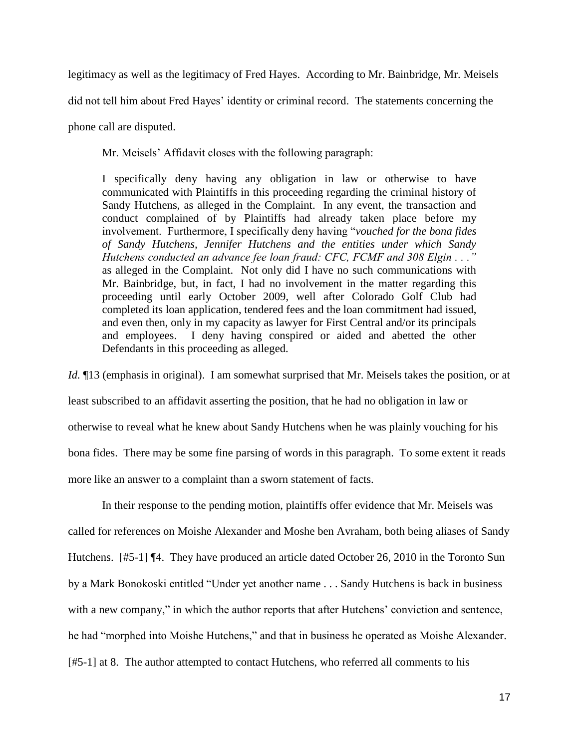legitimacy as well as the legitimacy of Fred Hayes. According to Mr. Bainbridge, Mr. Meisels did not tell him about Fred Hayes' identity or criminal record. The statements concerning the phone call are disputed.

Mr. Meisels' Affidavit closes with the following paragraph:

> I specifically deny having any obligation in law or otherwise to have communicated with Plaintiffs in this proceeding regarding the criminal history of Sandy Hutchens, as alleged in the Complaint. In any event, the transaction and conduct complained of by Plaintiffs had already taken place before my involvement. Furthermore, I specifically deny having "*vouched for the bona fides of Sandy Hutchens, Jennifer Hutchens and the entities under which Sandy Hutchens conducted an advance fee loan fraud: CFC, FCMF and 308 Elgin . . .*" as alleged in the Complaint. Not only did I have no such communications with Mr. Bainbridge, but, in fact, I had no involvement in the matter regarding this proceeding until early October 2009, well after Colorado Golf Club had completed its loan application, tendered fees and the loan commitment had issued, and even then, only in my capacity as lawyer for First Central and/or its principals and employees. I deny having conspired or aided and abetted the other Defendants in this proceeding as alleged.

*Id.* ¶13 (emphasis in original). I am somewhat surprised that Mr. Meisels takes the position, or at least subscribed to an affidavit asserting the position, that he had no obligation in law or otherwise to reveal what he knew about Sandy Hutchens when he was plainly vouching for his bona fides. There may be some fine parsing of words in this paragraph. To some extent it reads more like an answer to a complaint than a sworn statement of facts.

In their response to the pending motion, plaintiffs offer evidence that Mr. Meisels was called for references on Moishe Alexander and Moshe ben Avraham, both being aliases of Sandy Hutchens. [#5-1] ¶4. They have produced an article dated October 26, 2010 in the Toronto Sun by a Mark Bonokoski entitled "Under yet another name . . . Sandy Hutchens is back in business with a new company," in which the author reports that after Hutchens' conviction and sentence, he had "morphed into Moishe Hutchens," and that in business he operated as Moishe Alexander. [#5-1] at 8. The author attempted to contact Hutchens, who referred all comments to his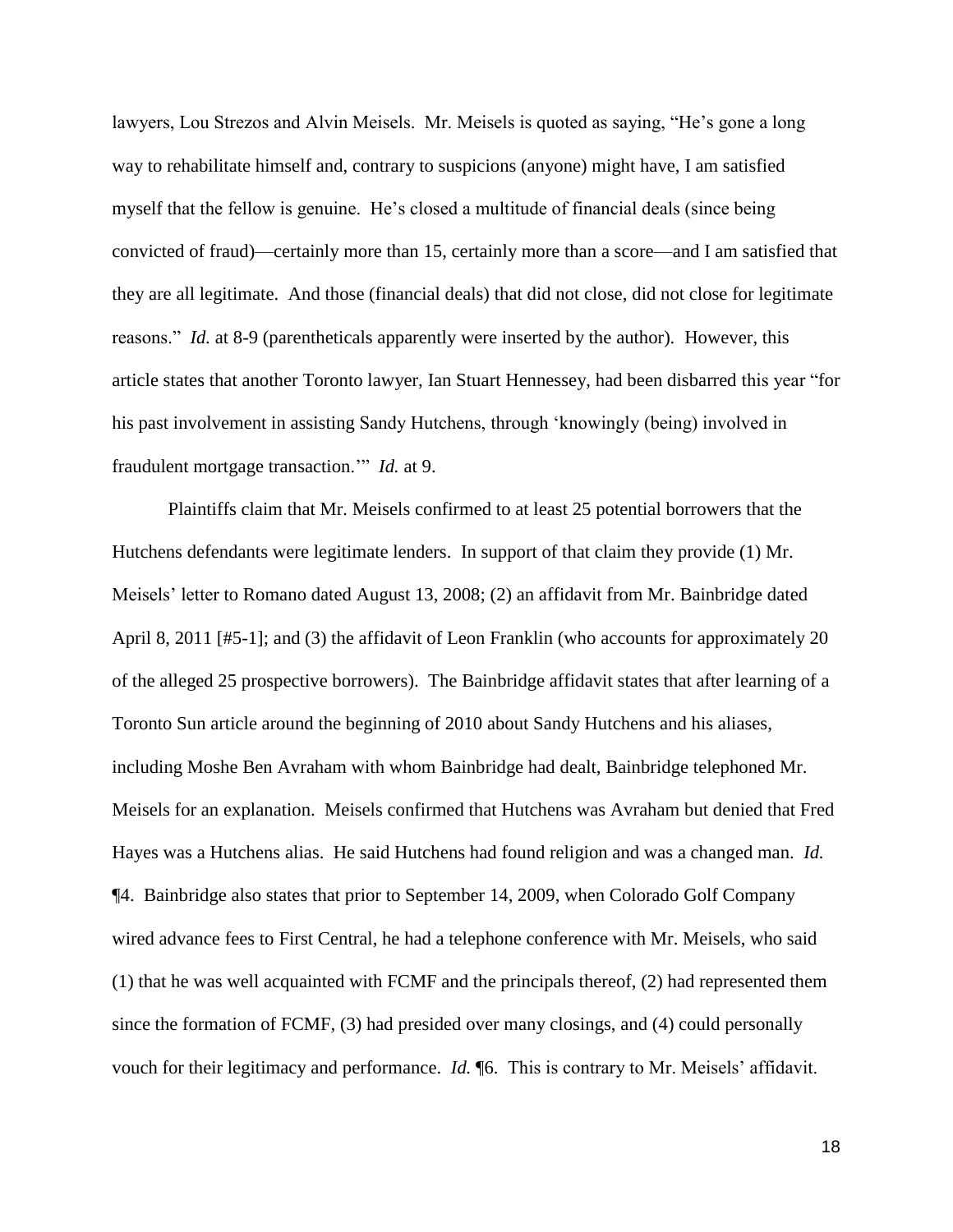lawyers, Lou Strezos and Alvin Meisels. Mr. Meisels is quoted as saying, "He's gone a long way to rehabilitate himself and, contrary to suspicions (anyone) might have, I am satisfied myself that the fellow is genuine. He's closed a multitude of financial deals (since being convicted of fraud)—certainly more than 15, certainly more than a score—and I am satisfied that they are all legitimate. And those (financial deals) that did not close, did not close for legitimate reasons." *Id.* at 8-9 (parentheticals apparently were inserted by the author). However, this article states that another Toronto lawyer, Ian Stuart Hennessey, had been disbarred this year "for his past involvement in assisting Sandy Hutchens, through 'knowingly (being) involved in fraudulent mortgage transaction.'" *Id.* at 9.

Plaintiffs claim that Mr. Meisels confirmed to at least 25 potential borrowers that the Hutchens defendants were legitimate lenders. In support of that claim they provide (1) Mr. Meisels' letter to Romano dated August 13, 2008; (2) an affidavit from Mr. Bainbridge dated April 8, 2011 [#5-1]; and (3) the affidavit of Leon Franklin (who accounts for approximately 20 of the alleged 25 prospective borrowers). The Bainbridge affidavit states that after learning of a Toronto Sun article around the beginning of 2010 about Sandy Hutchens and his aliases, including Moshe Ben Avraham with whom Bainbridge had dealt, Bainbridge telephoned Mr. Meisels for an explanation. Meisels confirmed that Hutchens was Avraham but denied that Fred Hayes was a Hutchens alias. He said Hutchens had found religion and was a changed man. *Id.* ¶4. Bainbridge also states that prior to September 14, 2009, when Colorado Golf Company wired advance fees to First Central, he had a telephone conference with Mr. Meisels, who said (1) that he was well acquainted with FCMF and the principals thereof, (2) had represented them since the formation of FCMF, (3) had presided over many closings, and (4) could personally vouch for their legitimacy and performance. *Id.* ¶6. This is contrary to Mr. Meisels' affidavit.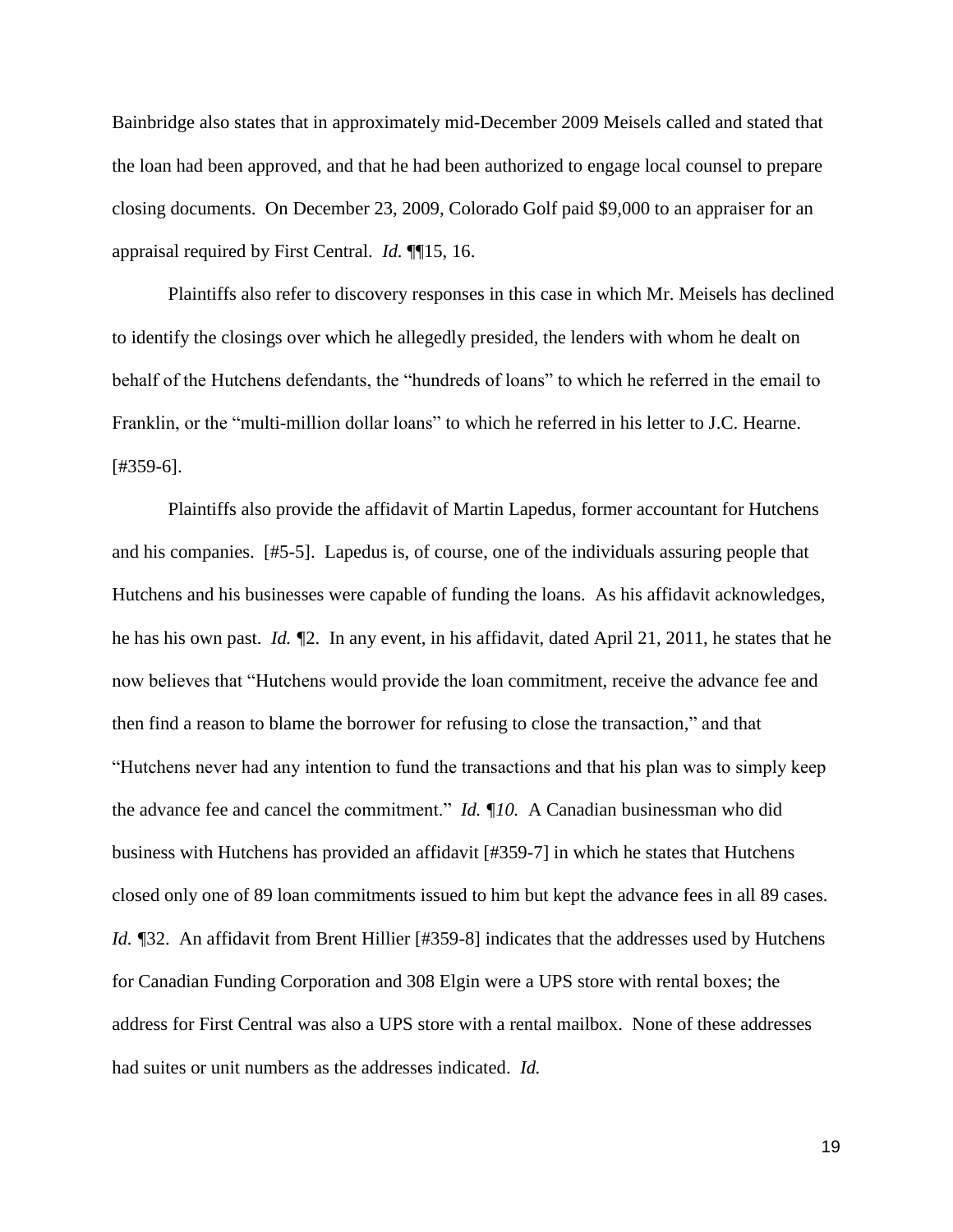Bainbridge also states that in approximately mid-December 2009 Meisels called and stated that the loan had been approved, and that he had been authorized to engage local counsel to prepare closing documents. On December 23, 2009, Colorado Golf paid $9,000 to an appraiser for an appraisal required by First Central. *Id.* ¶¶15, 16.

Plaintiffs also refer to discovery responses in this case in which Mr. Meisels has declined to identify the closings over which he allegedly presided, the lenders with whom he dealt on behalf of the Hutchens defendants, the "hundreds of loans" to which he referred in the email to Franklin, or the "multi-million dollar loans" to which he referred in his letter to J.C. Hearne. [#359-6].

Plaintiffs also provide the affidavit of Martin Lapedus, former accountant for Hutchens and his companies. [#5-5]. Lapedus is, of course, one of the individuals assuring people that Hutchens and his businesses were capable of funding the loans. As his affidavit acknowledges, he has his own past. *Id.* ¶2. In any event, in his affidavit, dated April 21, 2011, he states that he now believes that "Hutchens would provide the loan commitment, receive the advance fee and then find a reason to blame the borrower for refusing to close the transaction," and that "Hutchens never had any intention to fund the transactions and that his plan was to simply keep the advance fee and cancel the commitment." *Id. ¶10.* A Canadian businessman who did business with Hutchens has provided an affidavit [#359-7] in which he states that Hutchens closed only one of 89 loan commitments issued to him but kept the advance fees in all 89 cases. *Id.* ¶32. An affidavit from Brent Hillier [#359-8] indicates that the addresses used by Hutchens for Canadian Funding Corporation and 308 Elgin were a UPS store with rental boxes; the address for First Central was also a UPS store with a rental mailbox. None of these addresses had suites or unit numbers as the addresses indicated. *Id.*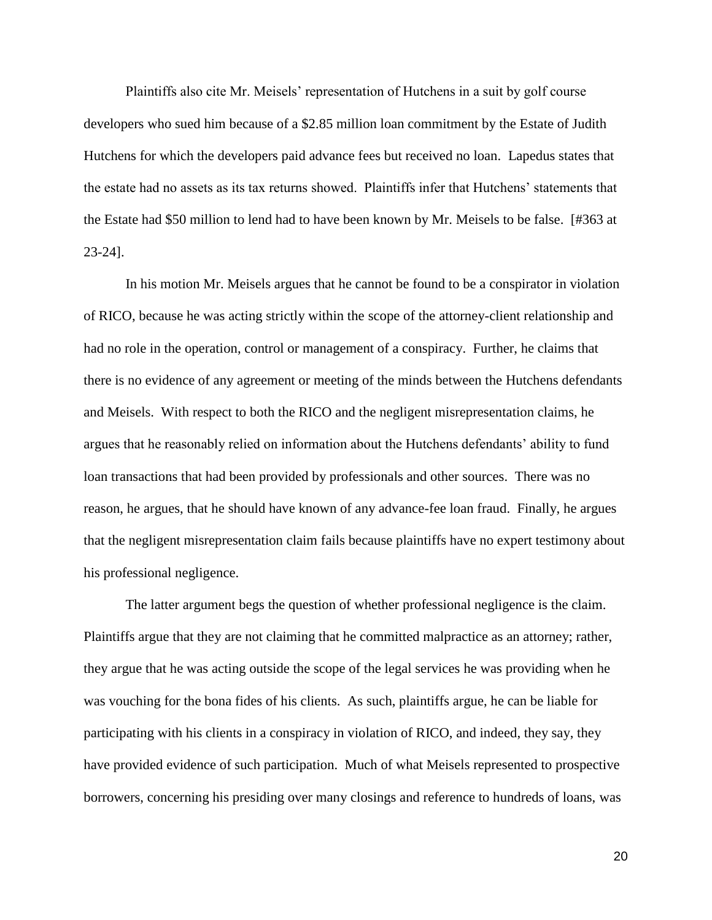Plaintiffs also cite Mr. Meisels' representation of Hutchens in a suit by golf course developers who sued him because of a $2.85 million loan commitment by the Estate of Judith Hutchens for which the developers paid advance fees but received no loan. Lapedus states that the estate had no assets as its tax returns showed. Plaintiffs infer that Hutchens' statements that the Estate had $50 million to lend had to have been known by Mr. Meisels to be false. [#363 at 23-24].

In his motion Mr. Meisels argues that he cannot be found to be a conspirator in violation of RICO, because he was acting strictly within the scope of the attorney-client relationship and had no role in the operation, control or management of a conspiracy. Further, he claims that there is no evidence of any agreement or meeting of the minds between the Hutchens defendants and Meisels. With respect to both the RICO and the negligent misrepresentation claims, he argues that he reasonably relied on information about the Hutchens defendants' ability to fund loan transactions that had been provided by professionals and other sources. There was no reason, he argues, that he should have known of any advance-fee loan fraud. Finally, he argues that the negligent misrepresentation claim fails because plaintiffs have no expert testimony about his professional negligence.

The latter argument begs the question of whether professional negligence is the claim. Plaintiffs argue that they are not claiming that he committed malpractice as an attorney; rather, they argue that he was acting outside the scope of the legal services he was providing when he was vouching for the bona fides of his clients. As such, plaintiffs argue, he can be liable for participating with his clients in a conspiracy in violation of RICO, and indeed, they say, they have provided evidence of such participation. Much of what Meisels represented to prospective borrowers, concerning his presiding over many closings and reference to hundreds of loans, was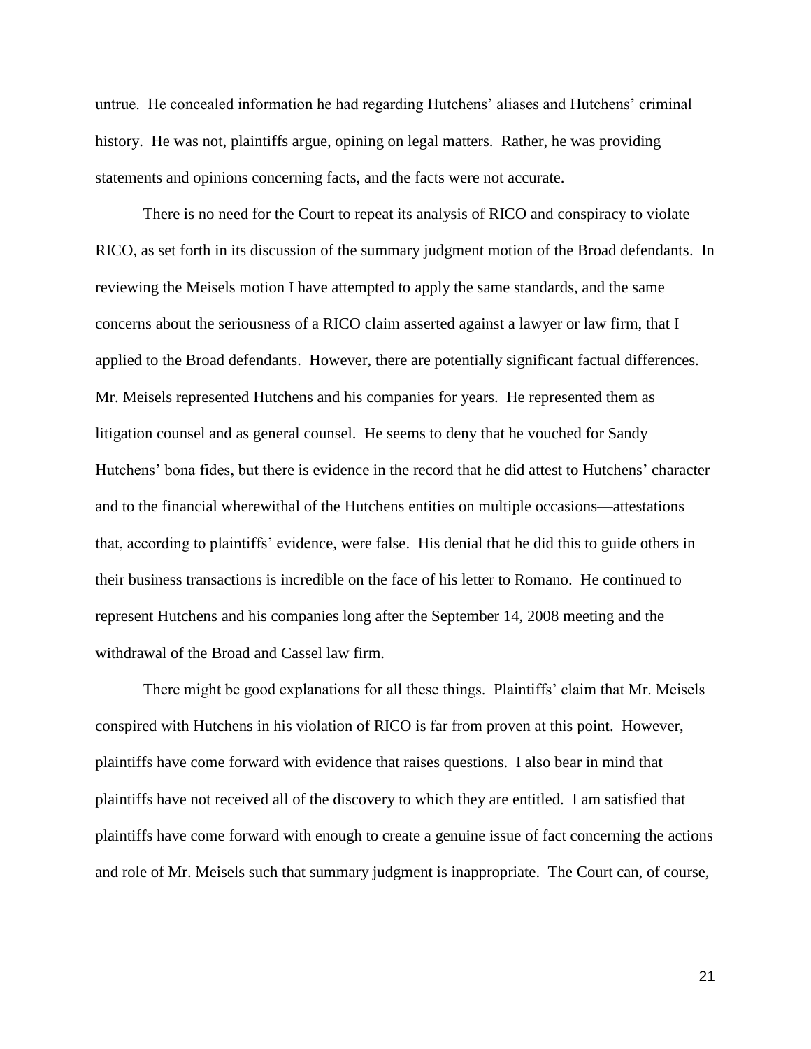untrue. He concealed information he had regarding Hutchens' aliases and Hutchens' criminal history. He was not, plaintiffs argue, opining on legal matters. Rather, he was providing statements and opinions concerning facts, and the facts were not accurate.

There is no need for the Court to repeat its analysis of RICO and conspiracy to violate RICO, as set forth in its discussion of the summary judgment motion of the Broad defendants. In reviewing the Meisels motion I have attempted to apply the same standards, and the same concerns about the seriousness of a RICO claim asserted against a lawyer or law firm, that I applied to the Broad defendants. However, there are potentially significant factual differences. Mr. Meisels represented Hutchens and his companies for years. He represented them as litigation counsel and as general counsel. He seems to deny that he vouched for Sandy Hutchens' bona fides, but there is evidence in the record that he did attest to Hutchens' character and to the financial wherewithal of the Hutchens entities on multiple occasions—attestations that, according to plaintiffs' evidence, were false. His denial that he did this to guide others in their business transactions is incredible on the face of his letter to Romano. He continued to represent Hutchens and his companies long after the September 14, 2008 meeting and the withdrawal of the Broad and Cassel law firm.

There might be good explanations for all these things. Plaintiffs' claim that Mr. Meisels conspired with Hutchens in his violation of RICO is far from proven at this point. However, plaintiffs have come forward with evidence that raises questions. I also bear in mind that plaintiffs have not received all of the discovery to which they are entitled. I am satisfied that plaintiffs have come forward with enough to create a genuine issue of fact concerning the actions and role of Mr. Meisels such that summary judgment is inappropriate. The Court can, of course,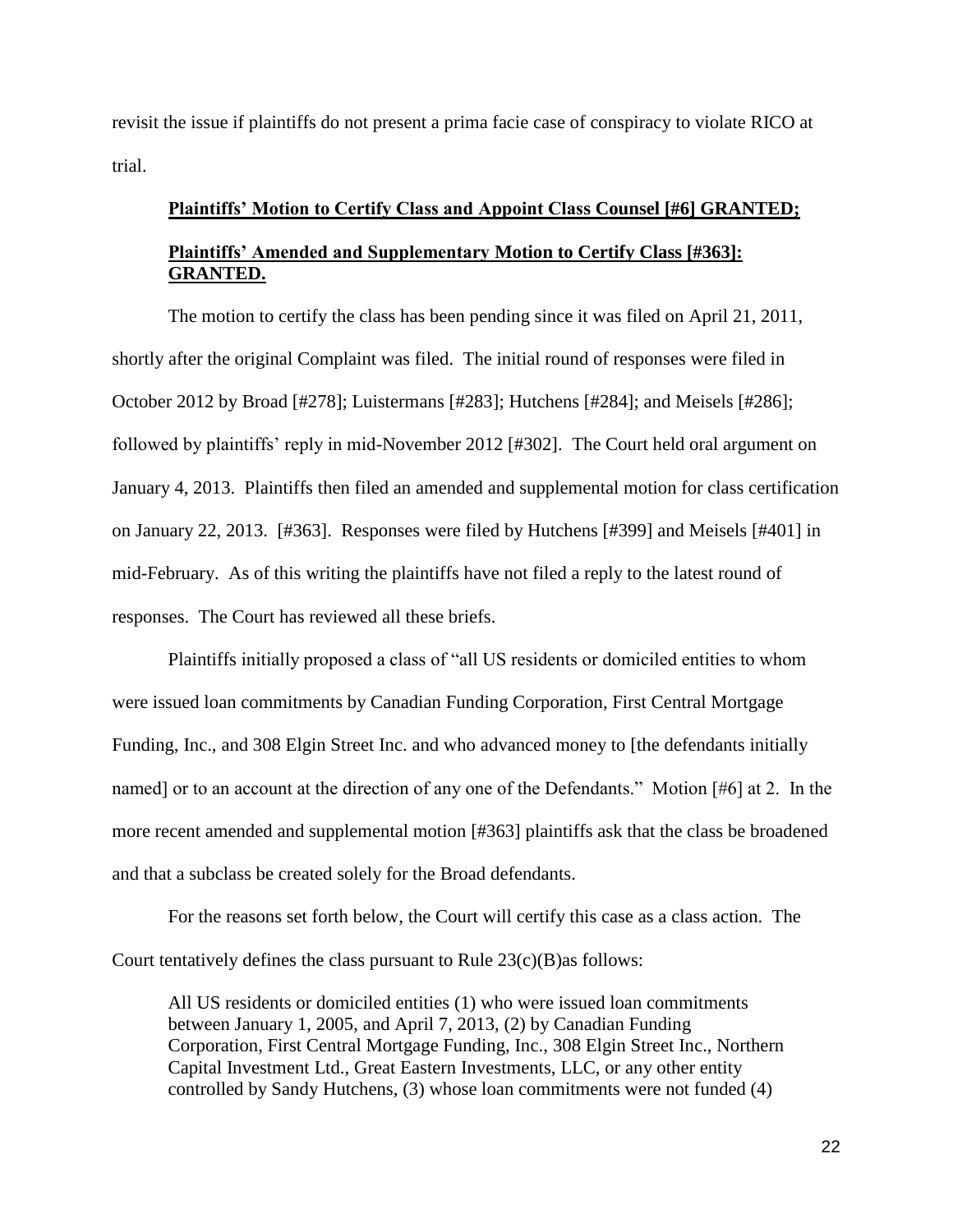revisit the issue if plaintiffs do not present a prima facie case of conspiracy to violate RICO at trial.

**Plaintiffs' Motion to Certify Class and Appoint Class Counsel [#6] GRANTED;**

**Plaintiffs' Amended and Supplementary Motion to Certify Class [#363]: GRANTED.**

The motion to certify the class has been pending since it was filed on April 21, 2011, shortly after the original Complaint was filed. The initial round of responses were filed in October 2012 by Broad [#278]; Luistermans [#283]; Hutchens [#284]; and Meisels [#286]; followed by plaintiffs' reply in mid-November 2012 [#302]. The Court held oral argument on January 4, 2013. Plaintiffs then filed an amended and supplemental motion for class certification on January 22, 2013. [#363]. Responses were filed by Hutchens [#399] and Meisels [#401] in mid-February. As of this writing the plaintiffs have not filed a reply to the latest round of responses. The Court has reviewed all these briefs.

Plaintiffs initially proposed a class of "all US residents or domiciled entities to whom were issued loan commitments by Canadian Funding Corporation, First Central Mortgage Funding, Inc., and 308 Elgin Street Inc. and who advanced money to [the defendants initially named] or to an account at the direction of any one of the Defendants." Motion [#6] at 2. In the more recent amended and supplemental motion [#363] plaintiffs ask that the class be broadened and that a subclass be created solely for the Broad defendants.

For the reasons set forth below, the Court will certify this case as a class action. The Court tentatively defines the class pursuant to Rule 23(c)(B)as follows:

> All US residents or domiciled entities (1) who were issued loan commitments between January 1, 2005, and April 7, 2013, (2) by Canadian Funding Corporation, First Central Mortgage Funding, Inc., 308 Elgin Street Inc., Northern Capital Investment Ltd., Great Eastern Investments, LLC, or any other entity controlled by Sandy Hutchens, (3) whose loan commitments were not funded (4)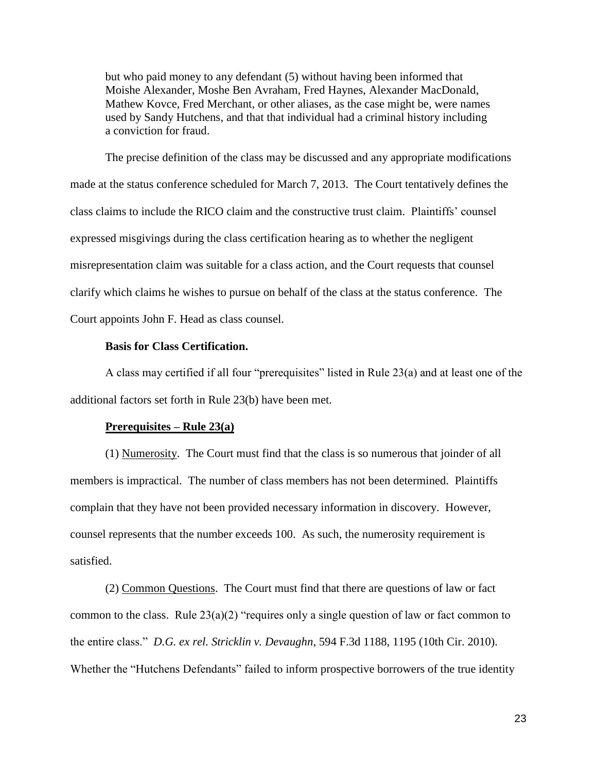> but who paid money to any defendant (5) without having been informed that Moishe Alexander, Moshe Ben Avraham, Fred Haynes, Alexander MacDonald, Mathew Kovce, Fred Merchant, or other aliases, as the case might be, were names used by Sandy Hutchens, and that that individual had a criminal history including a conviction for fraud.

The precise definition of the class may be discussed and any appropriate modifications made at the status conference scheduled for March 7, 2013. The Court tentatively defines the class claims to include the RICO claim and the constructive trust claim. Plaintiffs' counsel expressed misgivings during the class certification hearing as to whether the negligent misrepresentation claim was suitable for a class action, and the Court requests that counsel clarify which claims he wishes to pursue on behalf of the class at the status conference. The Court appoints John F. Head as class counsel.

**Basis for Class Certification.**

A class may certified if all four "prerequisites" listed in Rule 23(a) and at least one of the additional factors set forth in Rule 23(b) have been met.

**Prerequisites – Rule 23(a)**

(1) Numerosity. The Court must find that the class is so numerous that joinder of all members is impractical. The number of class members has not been determined. Plaintiffs complain that they have not been provided necessary information in discovery. However, counsel represents that the number exceeds 100. As such, the numerosity requirement is satisfied.

(2) Common Questions. The Court must find that there are questions of law or fact common to the class. Rule 23(a)(2) "requires only a single question of law or fact common to the entire class." *D.G. ex rel. Stricklin v. Devaughn*, 594 F.3d 1188, 1195 (10th Cir. 2010). Whether the "Hutchens Defendants" failed to inform prospective borrowers of the true identity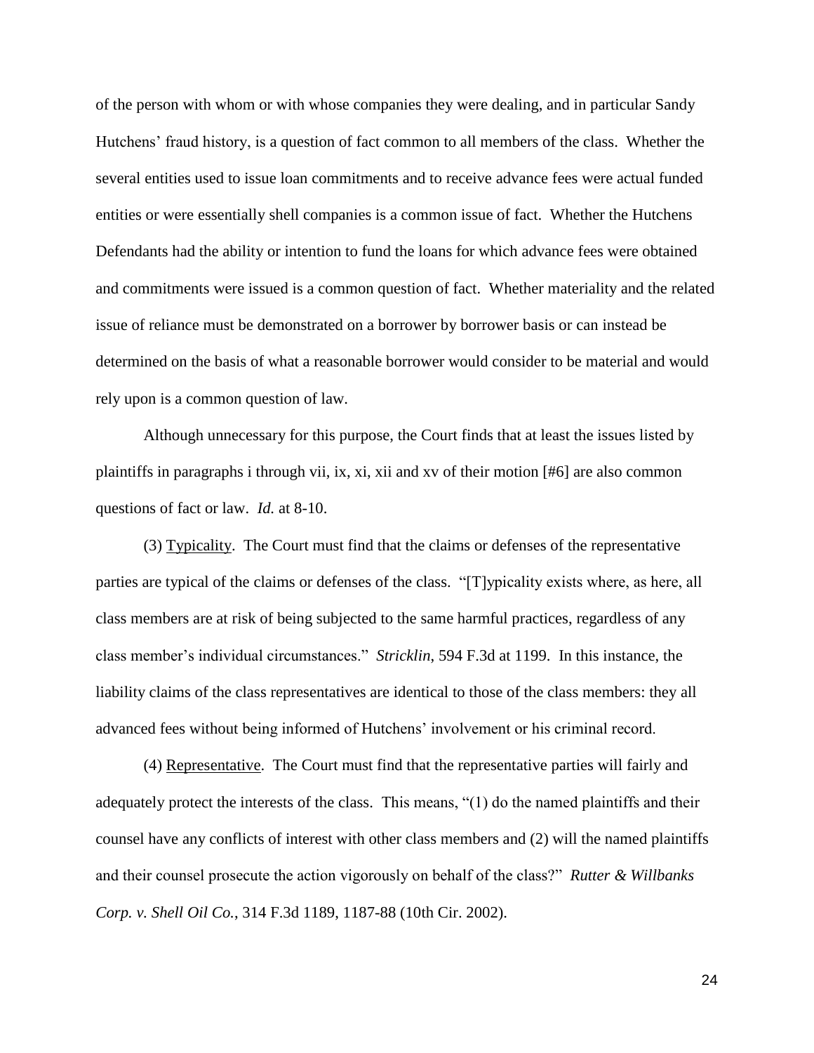of the person with whom or with whose companies they were dealing, and in particular Sandy Hutchens' fraud history, is a question of fact common to all members of the class. Whether the several entities used to issue loan commitments and to receive advance fees were actual funded entities or were essentially shell companies is a common issue of fact. Whether the Hutchens Defendants had the ability or intention to fund the loans for which advance fees were obtained and commitments were issued is a common question of fact. Whether materiality and the related issue of reliance must be demonstrated on a borrower by borrower basis or can instead be determined on the basis of what a reasonable borrower would consider to be material and would rely upon is a common question of law.

Although unnecessary for this purpose, the Court finds that at least the issues listed by plaintiffs in paragraphs i through vii, ix, xi, xii and xv of their motion [#6] are also common questions of fact or law. *Id.* at 8-10.

(3) Typicality. The Court must find that the claims or defenses of the representative parties are typical of the claims or defenses of the class. "[T]ypicality exists where, as here, all class members are at risk of being subjected to the same harmful practices, regardless of any class member's individual circumstances." *Stricklin*, 594 F.3d at 1199. In this instance, the liability claims of the class representatives are identical to those of the class members: they all advanced fees without being informed of Hutchens' involvement or his criminal record.

(4) Representative. The Court must find that the representative parties will fairly and adequately protect the interests of the class. This means, "(1) do the named plaintiffs and their counsel have any conflicts of interest with other class members and (2) will the named plaintiffs and their counsel prosecute the action vigorously on behalf of the class?" *Rutter & Willbanks Corp. v. Shell Oil Co.*, 314 F.3d 1189, 1187-88 (10th Cir. 2002).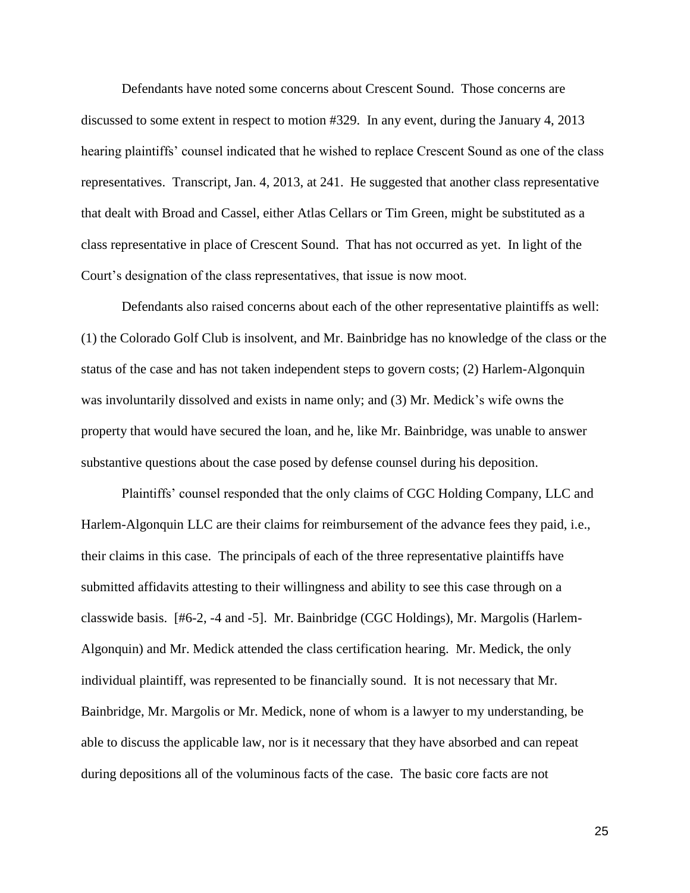Defendants have noted some concerns about Crescent Sound. Those concerns are discussed to some extent in respect to motion #329. In any event, during the January 4, 2013 hearing plaintiffs' counsel indicated that he wished to replace Crescent Sound as one of the class representatives. Transcript, Jan. 4, 2013, at 241. He suggested that another class representative that dealt with Broad and Cassel, either Atlas Cellars or Tim Green, might be substituted as a class representative in place of Crescent Sound. That has not occurred as yet. In light of the Court's designation of the class representatives, that issue is now moot.

Defendants also raised concerns about each of the other representative plaintiffs as well: (1) the Colorado Golf Club is insolvent, and Mr. Bainbridge has no knowledge of the class or the status of the case and has not taken independent steps to govern costs; (2) Harlem-Algonquin was involuntarily dissolved and exists in name only; and (3) Mr. Medick's wife owns the property that would have secured the loan, and he, like Mr. Bainbridge, was unable to answer substantive questions about the case posed by defense counsel during his deposition.

Plaintiffs' counsel responded that the only claims of CGC Holding Company, LLC and Harlem-Algonquin LLC are their claims for reimbursement of the advance fees they paid, i.e., their claims in this case. The principals of each of the three representative plaintiffs have submitted affidavits attesting to their willingness and ability to see this case through on a classwide basis. [#6-2, -4 and -5]. Mr. Bainbridge (CGC Holdings), Mr. Margolis (Harlem-Algonquin) and Mr. Medick attended the class certification hearing. Mr. Medick, the only individual plaintiff, was represented to be financially sound. It is not necessary that Mr. Bainbridge, Mr. Margolis or Mr. Medick, none of whom is a lawyer to my understanding, be able to discuss the applicable law, nor is it necessary that they have absorbed and can repeat during depositions all of the voluminous facts of the case. The basic core facts are not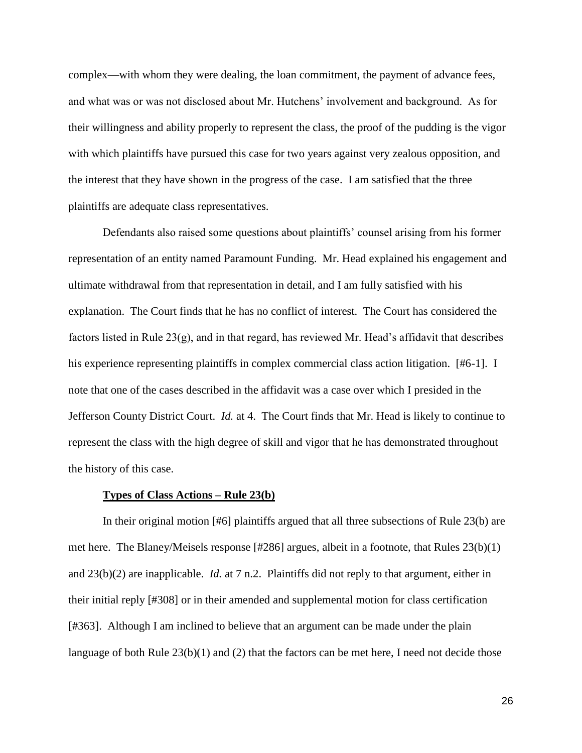complex—with whom they were dealing, the loan commitment, the payment of advance fees, and what was or was not disclosed about Mr. Hutchens' involvement and background. As for their willingness and ability properly to represent the class, the proof of the pudding is the vigor with which plaintiffs have pursued this case for two years against very zealous opposition, and the interest that they have shown in the progress of the case. I am satisfied that the three plaintiffs are adequate class representatives.

Defendants also raised some questions about plaintiffs' counsel arising from his former representation of an entity named Paramount Funding. Mr. Head explained his engagement and ultimate withdrawal from that representation in detail, and I am fully satisfied with his explanation. The Court finds that he has no conflict of interest. The Court has considered the factors listed in Rule 23(g), and in that regard, has reviewed Mr. Head's affidavit that describes his experience representing plaintiffs in complex commercial class action litigation. [#6-1]. I note that one of the cases described in the affidavit was a case over which I presided in the Jefferson County District Court. *Id.* at 4. The Court finds that Mr. Head is likely to continue to represent the class with the high degree of skill and vigor that he has demonstrated throughout the history of this case.

**Types of Class Actions – Rule 23(b)**

In their original motion [#6] plaintiffs argued that all three subsections of Rule 23(b) are met here. The Blaney/Meisels response [#286] argues, albeit in a footnote, that Rules 23(b)(1) and 23(b)(2) are inapplicable. *Id.* at 7 n.2. Plaintiffs did not reply to that argument, either in their initial reply [#308] or in their amended and supplemental motion for class certification [#363]. Although I am inclined to believe that an argument can be made under the plain language of both Rule 23(b)(1) and (2) that the factors can be met here, I need not decide those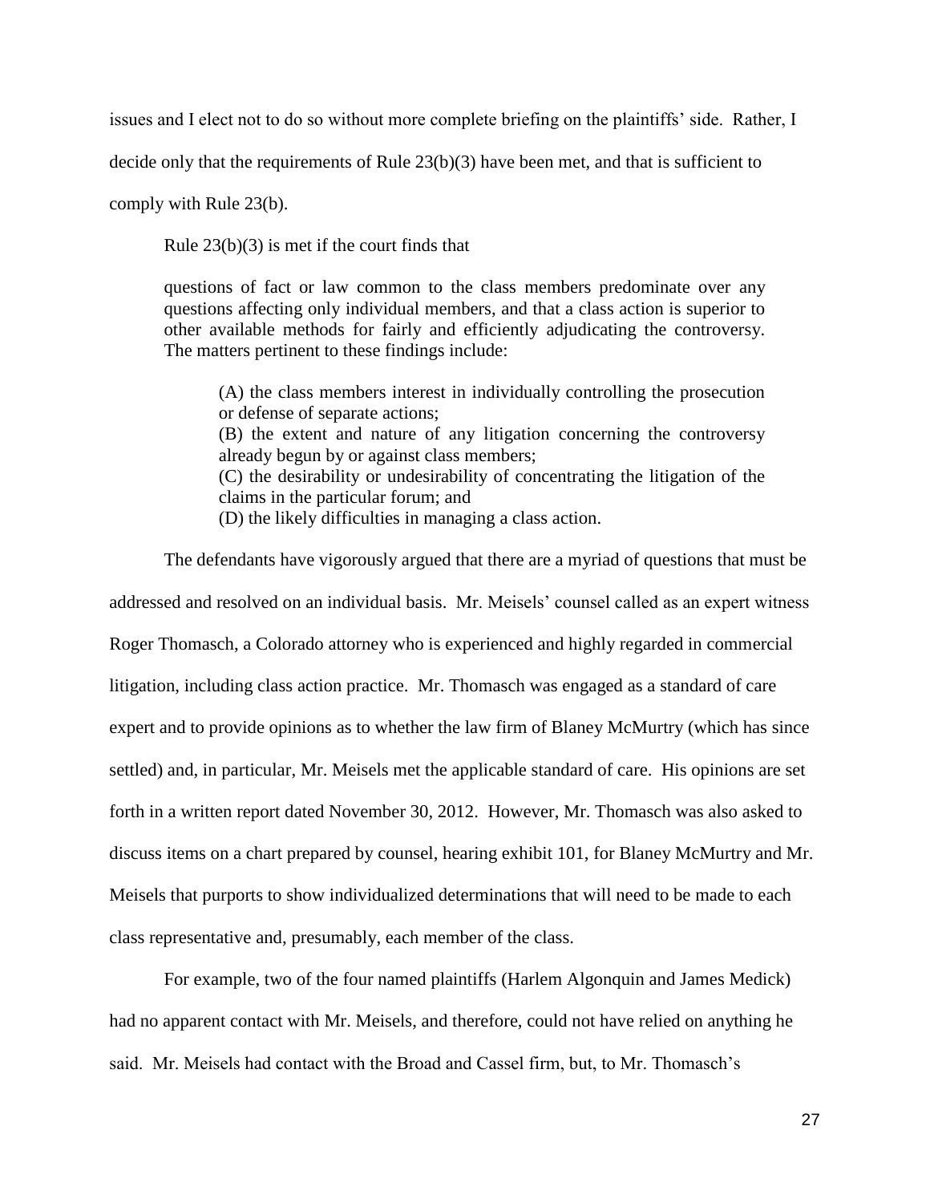issues and I elect not to do so without more complete briefing on the plaintiffs' side. Rather, I decide only that the requirements of Rule 23(b)(3) have been met, and that is sufficient to comply with Rule 23(b).

Rule 23(b)(3) is met if the court finds that

> questions of fact or law common to the class members predominate over any questions affecting only individual members, and that a class action is superior to other available methods for fairly and efficiently adjudicating the controversy. The matters pertinent to these findings include:
>
> > (A) the class members interest in individually controlling the prosecution or defense of separate actions;
> > (B) the extent and nature of any litigation concerning the controversy already begun by or against class members;
> > (C) the desirability or undesirability of concentrating the litigation of the claims in the particular forum; and
> > (D) the likely difficulties in managing a class action.

The defendants have vigorously argued that there are a myriad of questions that must be addressed and resolved on an individual basis. Mr. Meisels' counsel called as an expert witness Roger Thomasch, a Colorado attorney who is experienced and highly regarded in commercial litigation, including class action practice. Mr. Thomasch was engaged as a standard of care expert and to provide opinions as to whether the law firm of Blaney McMurtry (which has since settled) and, in particular, Mr. Meisels met the applicable standard of care. His opinions are set forth in a written report dated November 30, 2012. However, Mr. Thomasch was also asked to discuss items on a chart prepared by counsel, hearing exhibit 101, for Blaney McMurtry and Mr. Meisels that purports to show individualized determinations that will need to be made to each class representative and, presumably, each member of the class.

For example, two of the four named plaintiffs (Harlem Algonquin and James Medick) had no apparent contact with Mr. Meisels, and therefore, could not have relied on anything he said. Mr. Meisels had contact with the Broad and Cassel firm, but, to Mr. Thomasch's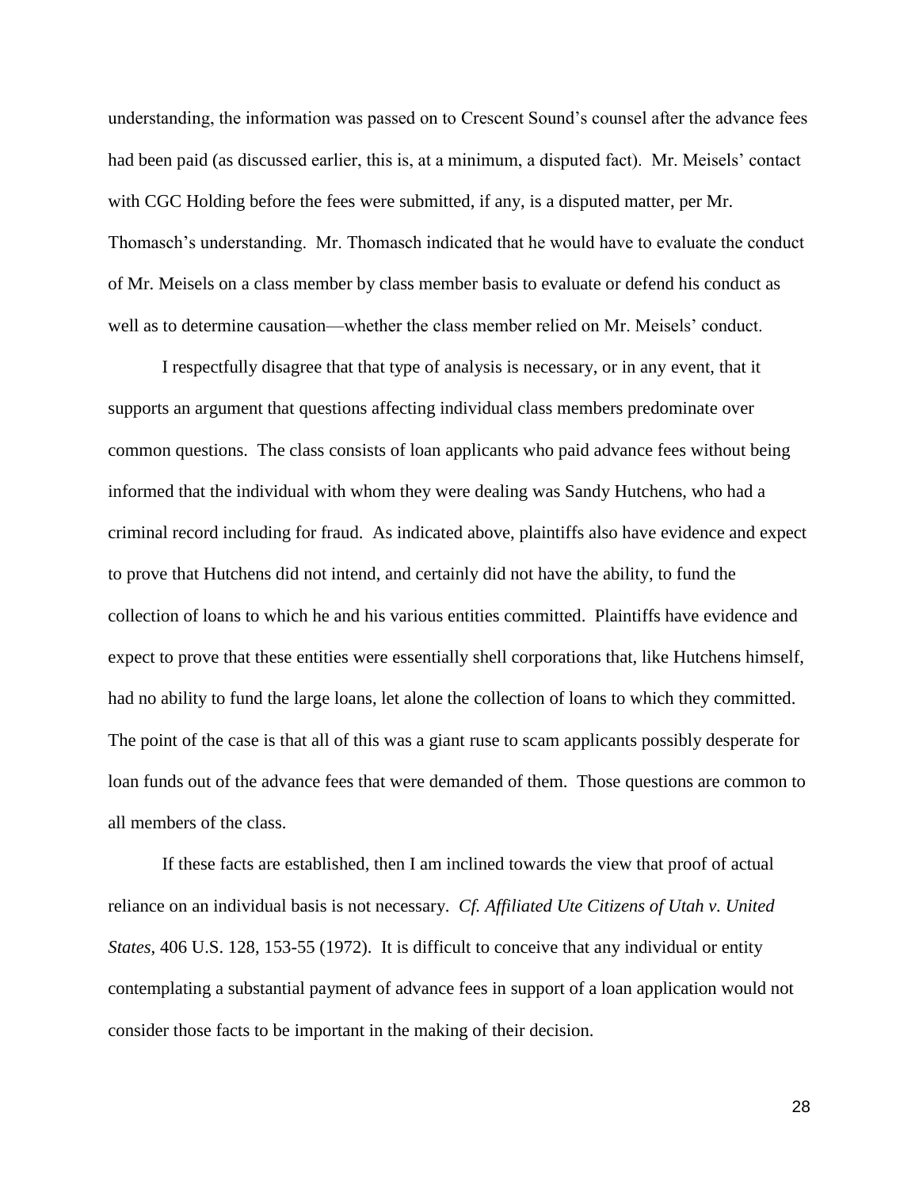understanding, the information was passed on to Crescent Sound's counsel after the advance fees had been paid (as discussed earlier, this is, at a minimum, a disputed fact). Mr. Meisels' contact with CGC Holding before the fees were submitted, if any, is a disputed matter, per Mr. Thomasch's understanding. Mr. Thomasch indicated that he would have to evaluate the conduct of Mr. Meisels on a class member by class member basis to evaluate or defend his conduct as well as to determine causation—whether the class member relied on Mr. Meisels' conduct.

I respectfully disagree that that type of analysis is necessary, or in any event, that it supports an argument that questions affecting individual class members predominate over common questions. The class consists of loan applicants who paid advance fees without being informed that the individual with whom they were dealing was Sandy Hutchens, who had a criminal record including for fraud. As indicated above, plaintiffs also have evidence and expect to prove that Hutchens did not intend, and certainly did not have the ability, to fund the collection of loans to which he and his various entities committed. Plaintiffs have evidence and expect to prove that these entities were essentially shell corporations that, like Hutchens himself, had no ability to fund the large loans, let alone the collection of loans to which they committed. The point of the case is that all of this was a giant ruse to scam applicants possibly desperate for loan funds out of the advance fees that were demanded of them. Those questions are common to all members of the class.

If these facts are established, then I am inclined towards the view that proof of actual reliance on an individual basis is not necessary. *Cf. Affiliated Ute Citizens of Utah v. United States*, 406 U.S. 128, 153-55 (1972). It is difficult to conceive that any individual or entity contemplating a substantial payment of advance fees in support of a loan application would not consider those facts to be important in the making of their decision.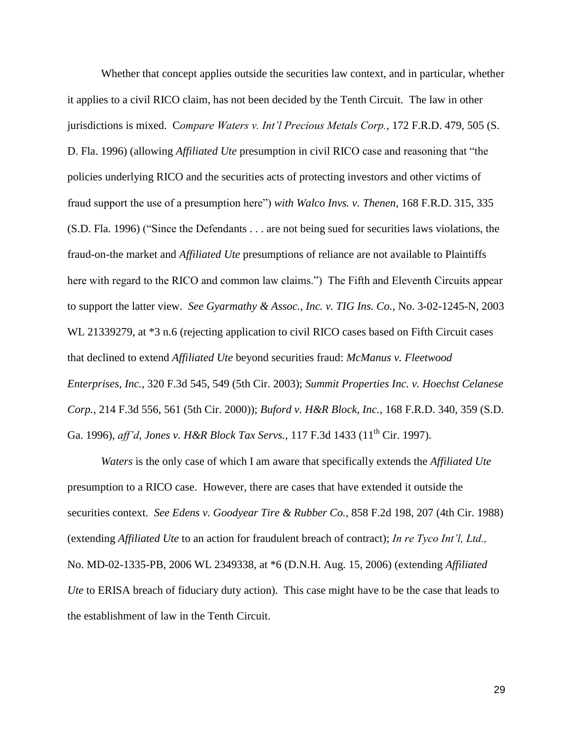Whether that concept applies outside the securities law context, and in particular, whether it applies to a civil RICO claim, has not been decided by the Tenth Circuit. The law in other jurisdictions is mixed. C*ompare Waters v. Int'l Precious Metals Corp.*, 172 F.R.D. 479, 505 (S. D. Fla. 1996) (allowing *Affiliated Ute* presumption in civil RICO case and reasoning that "the policies underlying RICO and the securities acts of protecting investors and other victims of fraud support the use of a presumption here") *with Walco Invs. v. Thenen*, 168 F.R.D. 315, 335 (S.D. Fla. 1996) ("Since the Defendants . . . are not being sued for securities laws violations, the fraud-on-the market and *Affiliated Ute* presumptions of reliance are not available to Plaintiffs here with regard to the RICO and common law claims.") The Fifth and Eleventh Circuits appear to support the latter view. *See Gyarmathy & Assoc., Inc. v. TIG Ins. Co.,* No. 3-02-1245-N, 2003 WL 21339279, at *3 n.6 (rejecting application to civil RICO cases based on Fifth Circuit cases that declined to extend *Affiliated Ute* beyond securities fraud: *McManus v. Fleetwood Enterprises, Inc.*, 320 F.3d 545, 549 (5th Cir. 2003); *Summit Properties Inc. v. Hoechst Celanese Corp.*, 214 F.3d 556, 561 (5th Cir. 2000)); *Buford v. H&R Block, Inc.*, 168 F.R.D. 340, 359 (S.D. Ga. 1996), *aff'd*, *Jones v. H&R Block Tax Servs.*, 117 F.3d 1433 (11th Cir. 1997).

*Waters* is the only case of which I am aware that specifically extends the *Affiliated Ute* presumption to a RICO case. However, there are cases that have extended it outside the securities context. *See Edens v. Goodyear Tire & Rubber Co.,* 858 F.2d 198, 207 (4th Cir. 1988) (extending *Affiliated Ute* to an action for fraudulent breach of contract); *In re Tyco Int'l, Ltd.,* No. MD-02-1335-PB, 2006 WL 2349338, at *6 (D.N.H. Aug. 15, 2006) (extending *Affiliated Ute* to ERISA breach of fiduciary duty action). This case might have to be the case that leads to the establishment of law in the Tenth Circuit.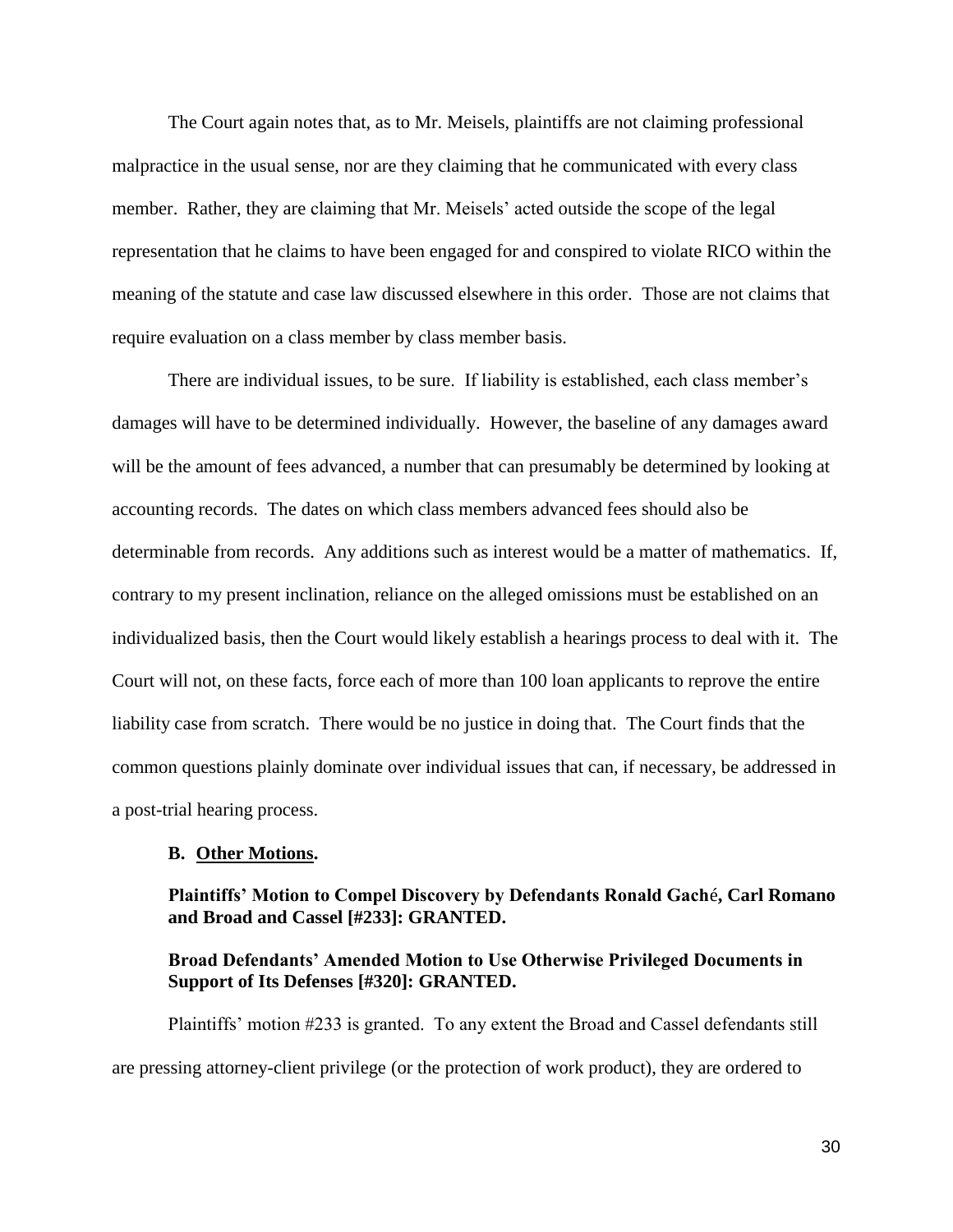The Court again notes that, as to Mr. Meisels, plaintiffs are not claiming professional malpractice in the usual sense, nor are they claiming that he communicated with every class member. Rather, they are claiming that Mr. Meisels' acted outside the scope of the legal representation that he claims to have been engaged for and conspired to violate RICO within the meaning of the statute and case law discussed elsewhere in this order. Those are not claims that require evaluation on a class member by class member basis.

There are individual issues, to be sure. If liability is established, each class member's damages will have to be determined individually. However, the baseline of any damages award will be the amount of fees advanced, a number that can presumably be determined by looking at accounting records. The dates on which class members advanced fees should also be determinable from records. Any additions such as interest would be a matter of mathematics. If, contrary to my present inclination, reliance on the alleged omissions must be established on an individualized basis, then the Court would likely establish a hearings process to deal with it. The Court will not, on these facts, force each of more than 100 loan applicants to reprove the entire liability case from scratch. There would be no justice in doing that. The Court finds that the common questions plainly dominate over individual issues that can, if necessary, be addressed in a post-trial hearing process.

### B. Other Motions.

**Plaintiffs' Motion to Compel Discovery by Defendants Ronald Gaché, Carl Romano and Broad and Cassel [#233]: GRANTED.**

**Broad Defendants' Amended Motion to Use Otherwise Privileged Documents in Support of Its Defenses [#320]: GRANTED.**

Plaintiffs' motion #233 is granted. To any extent the Broad and Cassel defendants still are pressing attorney-client privilege (or the protection of work product), they are ordered to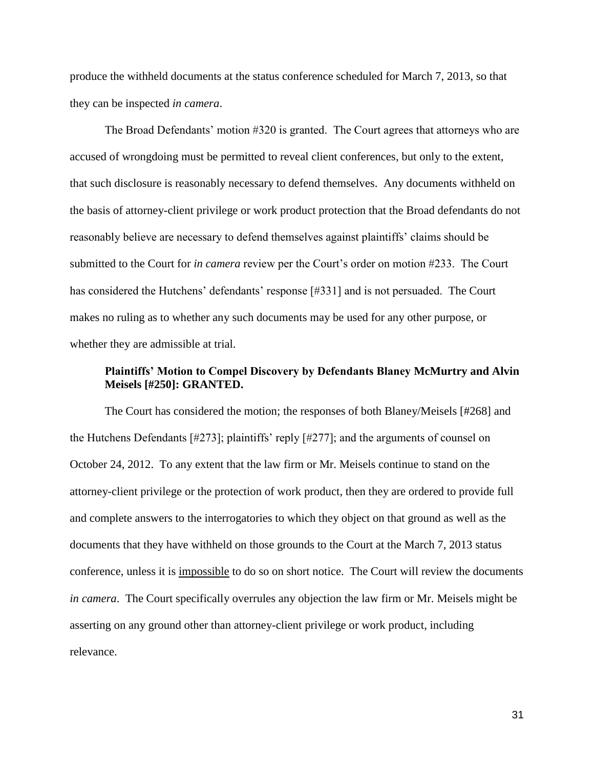produce the withheld documents at the status conference scheduled for March 7, 2013, so that they can be inspected *in camera*.

The Broad Defendants' motion #320 is granted. The Court agrees that attorneys who are accused of wrongdoing must be permitted to reveal client conferences, but only to the extent, that such disclosure is reasonably necessary to defend themselves. Any documents withheld on the basis of attorney-client privilege or work product protection that the Broad defendants do not reasonably believe are necessary to defend themselves against plaintiffs' claims should be submitted to the Court for *in camera* review per the Court's order on motion #233. The Court has considered the Hutchens' defendants' response [#331] and is not persuaded. The Court makes no ruling as to whether any such documents may be used for any other purpose, or whether they are admissible at trial.

**Plaintiffs' Motion to Compel Discovery by Defendants Blaney McMurtry and Alvin Meisels [#250]: GRANTED.**

The Court has considered the motion; the responses of both Blaney/Meisels [#268] and the Hutchens Defendants [#273]; plaintiffs' reply [#277]; and the arguments of counsel on October 24, 2012. To any extent that the law firm or Mr. Meisels continue to stand on the attorney-client privilege or the protection of work product, then they are ordered to provide full and complete answers to the interrogatories to which they object on that ground as well as the documents that they have withheld on those grounds to the Court at the March 7, 2013 status conference, unless it is <u>impossible</u> to do so on short notice. The Court will review the documents *in camera*. The Court specifically overrules any objection the law firm or Mr. Meisels might be asserting on any ground other than attorney-client privilege or work product, including relevance.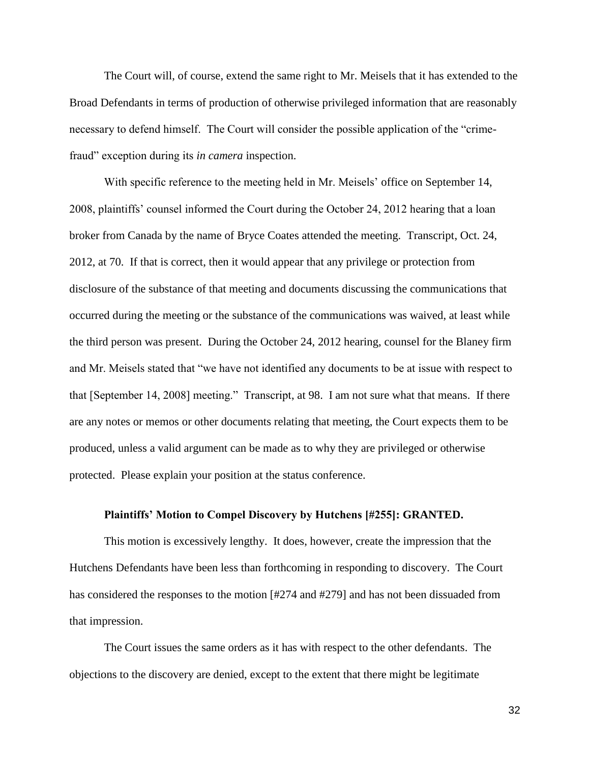The Court will, of course, extend the same right to Mr. Meisels that it has extended to the Broad Defendants in terms of production of otherwise privileged information that are reasonably necessary to defend himself. The Court will consider the possible application of the "crime-fraud" exception during its *in camera* inspection.

With specific reference to the meeting held in Mr. Meisels' office on September 14, 2008, plaintiffs' counsel informed the Court during the October 24, 2012 hearing that a loan broker from Canada by the name of Bryce Coates attended the meeting. Transcript, Oct. 24, 2012, at 70. If that is correct, then it would appear that any privilege or protection from disclosure of the substance of that meeting and documents discussing the communications that occurred during the meeting or the substance of the communications was waived, at least while the third person was present. During the October 24, 2012 hearing, counsel for the Blaney firm and Mr. Meisels stated that "we have not identified any documents to be at issue with respect to that [September 14, 2008] meeting." Transcript, at 98. I am not sure what that means. If there are any notes or memos or other documents relating that meeting, the Court expects them to be produced, unless a valid argument can be made as to why they are privileged or otherwise protected. Please explain your position at the status conference.

**Plaintiffs' Motion to Compel Discovery by Hutchens [#255]: GRANTED.**

This motion is excessively lengthy. It does, however, create the impression that the Hutchens Defendants have been less than forthcoming in responding to discovery. The Court has considered the responses to the motion [#274 and #279] and has not been dissuaded from that impression.

The Court issues the same orders as it has with respect to the other defendants. The objections to the discovery are denied, except to the extent that there might be legitimate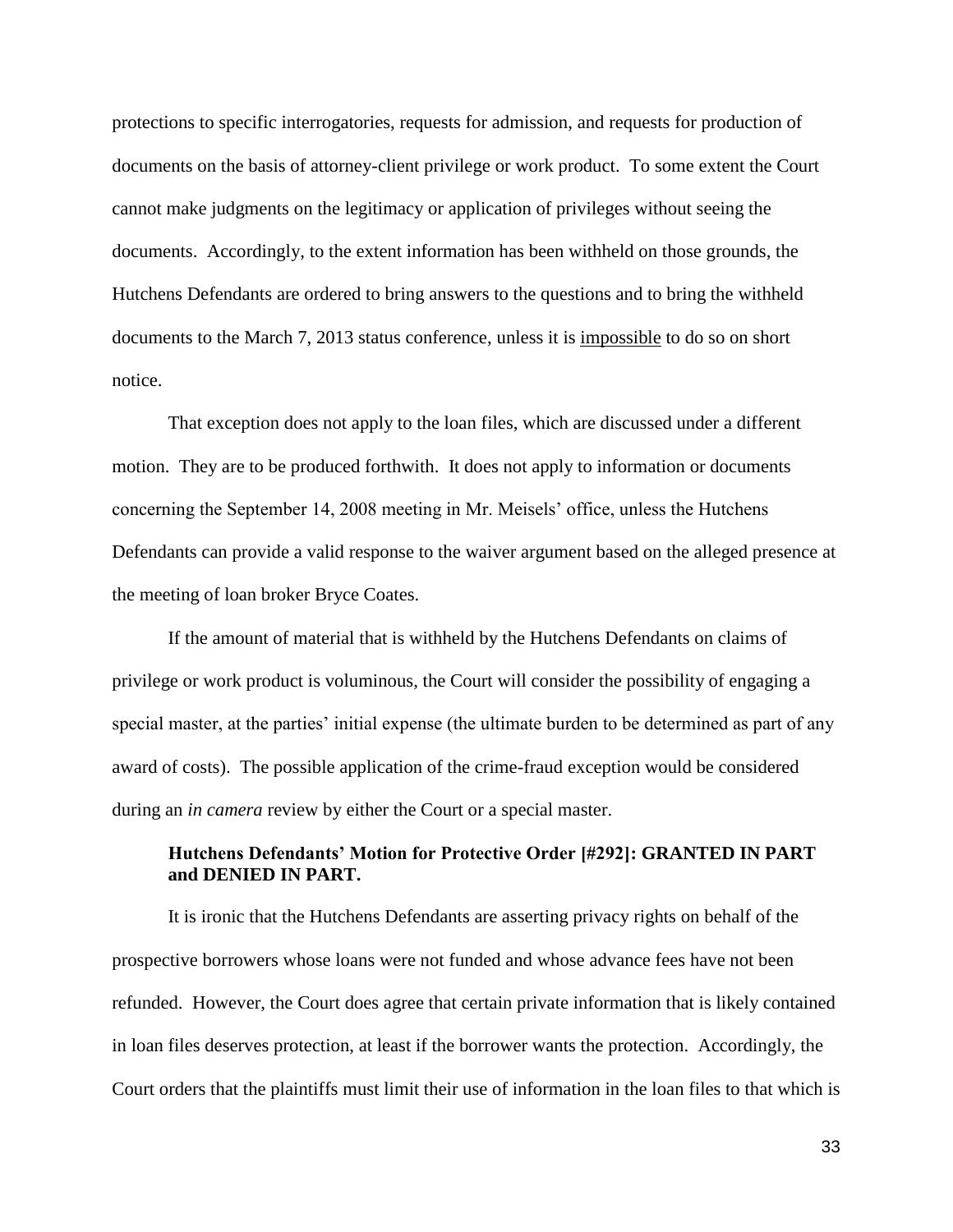protections to specific interrogatories, requests for admission, and requests for production of documents on the basis of attorney-client privilege or work product. To some extent the Court cannot make judgments on the legitimacy or application of privileges without seeing the documents. Accordingly, to the extent information has been withheld on those grounds, the Hutchens Defendants are ordered to bring answers to the questions and to bring the withheld documents to the March 7, 2013 status conference, unless it is <u>impossible</u> to do so on short notice.

That exception does not apply to the loan files, which are discussed under a different motion. They are to be produced forthwith. It does not apply to information or documents concerning the September 14, 2008 meeting in Mr. Meisels' office, unless the Hutchens Defendants can provide a valid response to the waiver argument based on the alleged presence at the meeting of loan broker Bryce Coates.

If the amount of material that is withheld by the Hutchens Defendants on claims of privilege or work product is voluminous, the Court will consider the possibility of engaging a special master, at the parties' initial expense (the ultimate burden to be determined as part of any award of costs). The possible application of the crime-fraud exception would be considered during an *in camera* review by either the Court or a special master.

**Hutchens Defendants' Motion for Protective Order [#292]: GRANTED IN PART and DENIED IN PART.**

It is ironic that the Hutchens Defendants are asserting privacy rights on behalf of the prospective borrowers whose loans were not funded and whose advance fees have not been refunded. However, the Court does agree that certain private information that is likely contained in loan files deserves protection, at least if the borrower wants the protection. Accordingly, the Court orders that the plaintiffs must limit their use of information in the loan files to that which is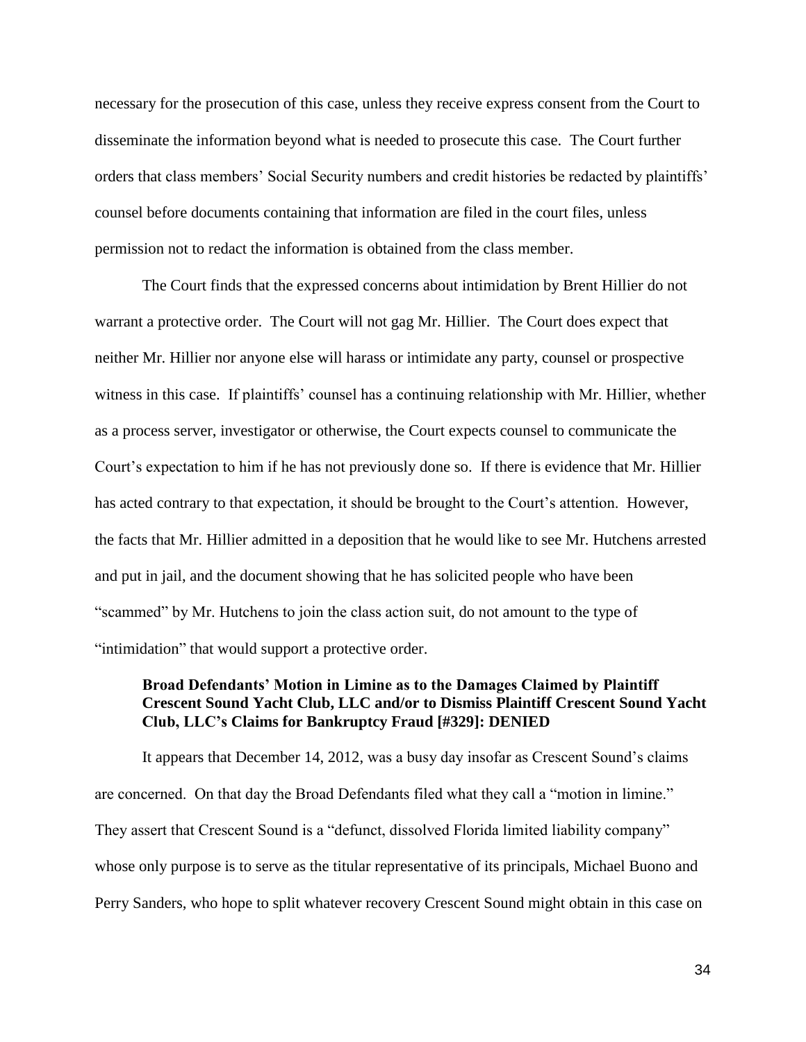necessary for the prosecution of this case, unless they receive express consent from the Court to disseminate the information beyond what is needed to prosecute this case. The Court further orders that class members' Social Security numbers and credit histories be redacted by plaintiffs' counsel before documents containing that information are filed in the court files, unless permission not to redact the information is obtained from the class member.

The Court finds that the expressed concerns about intimidation by Brent Hillier do not warrant a protective order. The Court will not gag Mr. Hillier. The Court does expect that neither Mr. Hillier nor anyone else will harass or intimidate any party, counsel or prospective witness in this case. If plaintiffs' counsel has a continuing relationship with Mr. Hillier, whether as a process server, investigator or otherwise, the Court expects counsel to communicate the Court's expectation to him if he has not previously done so. If there is evidence that Mr. Hillier has acted contrary to that expectation, it should be brought to the Court's attention. However, the facts that Mr. Hillier admitted in a deposition that he would like to see Mr. Hutchens arrested and put in jail, and the document showing that he has solicited people who have been "scammed" by Mr. Hutchens to join the class action suit, do not amount to the type of "intimidation" that would support a protective order.

**Broad Defendants' Motion in Limine as to the Damages Claimed by Plaintiff Crescent Sound Yacht Club, LLC and/or to Dismiss Plaintiff Crescent Sound Yacht Club, LLC's Claims for Bankruptcy Fraud [#329]: DENIED**

It appears that December 14, 2012, was a busy day insofar as Crescent Sound's claims are concerned. On that day the Broad Defendants filed what they call a "motion in limine." They assert that Crescent Sound is a "defunct, dissolved Florida limited liability company" whose only purpose is to serve as the titular representative of its principals, Michael Buono and Perry Sanders, who hope to split whatever recovery Crescent Sound might obtain in this case on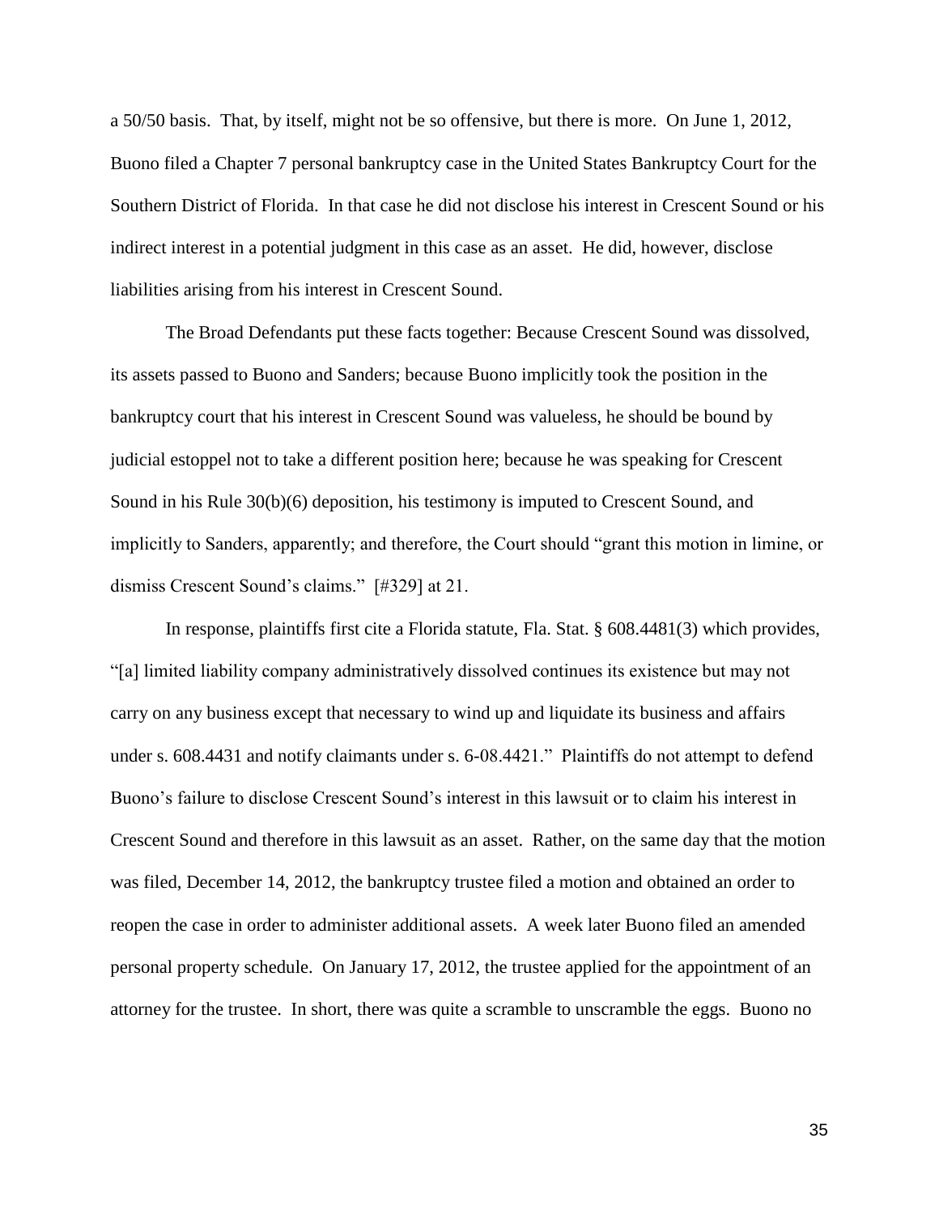a 50/50 basis. That, by itself, might not be so offensive, but there is more. On June 1, 2012, Buono filed a Chapter 7 personal bankruptcy case in the United States Bankruptcy Court for the Southern District of Florida. In that case he did not disclose his interest in Crescent Sound or his indirect interest in a potential judgment in this case as an asset. He did, however, disclose liabilities arising from his interest in Crescent Sound.

The Broad Defendants put these facts together: Because Crescent Sound was dissolved, its assets passed to Buono and Sanders; because Buono implicitly took the position in the bankruptcy court that his interest in Crescent Sound was valueless, he should be bound by judicial estoppel not to take a different position here; because he was speaking for Crescent Sound in his Rule 30(b)(6) deposition, his testimony is imputed to Crescent Sound, and implicitly to Sanders, apparently; and therefore, the Court should "grant this motion in limine, or dismiss Crescent Sound's claims." [#329] at 21.

In response, plaintiffs first cite a Florida statute, Fla. Stat. § 608.4481(3) which provides, "[a] limited liability company administratively dissolved continues its existence but may not carry on any business except that necessary to wind up and liquidate its business and affairs under s. 608.4431 and notify claimants under s. 6-08.4421." Plaintiffs do not attempt to defend Buono's failure to disclose Crescent Sound's interest in this lawsuit or to claim his interest in Crescent Sound and therefore in this lawsuit as an asset. Rather, on the same day that the motion was filed, December 14, 2012, the bankruptcy trustee filed a motion and obtained an order to reopen the case in order to administer additional assets. A week later Buono filed an amended personal property schedule. On January 17, 2012, the trustee applied for the appointment of an attorney for the trustee. In short, there was quite a scramble to unscramble the eggs. Buono no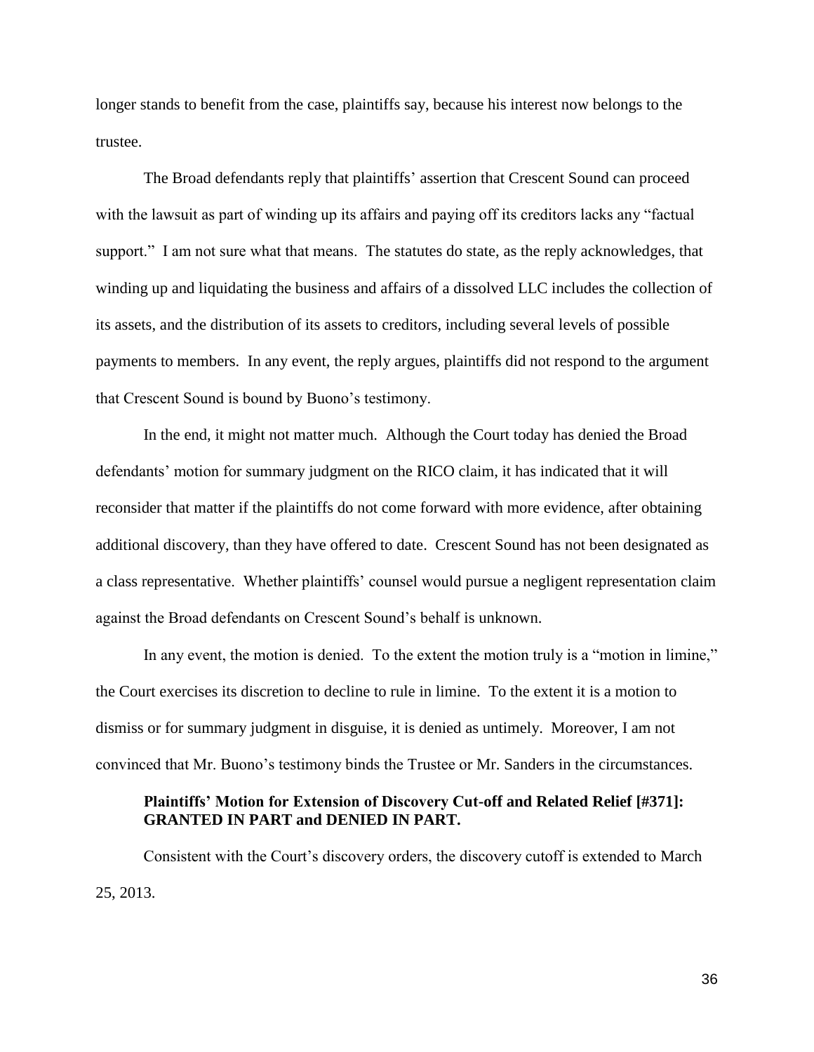longer stands to benefit from the case, plaintiffs say, because his interest now belongs to the trustee.

The Broad defendants reply that plaintiffs' assertion that Crescent Sound can proceed with the lawsuit as part of winding up its affairs and paying off its creditors lacks any "factual support." I am not sure what that means. The statutes do state, as the reply acknowledges, that winding up and liquidating the business and affairs of a dissolved LLC includes the collection of its assets, and the distribution of its assets to creditors, including several levels of possible payments to members. In any event, the reply argues, plaintiffs did not respond to the argument that Crescent Sound is bound by Buono's testimony.

In the end, it might not matter much. Although the Court today has denied the Broad defendants' motion for summary judgment on the RICO claim, it has indicated that it will reconsider that matter if the plaintiffs do not come forward with more evidence, after obtaining additional discovery, than they have offered to date. Crescent Sound has not been designated as a class representative. Whether plaintiffs' counsel would pursue a negligent representation claim against the Broad defendants on Crescent Sound's behalf is unknown.

In any event, the motion is denied. To the extent the motion truly is a "motion in limine," the Court exercises its discretion to decline to rule in limine. To the extent it is a motion to dismiss or for summary judgment in disguise, it is denied as untimely. Moreover, I am not convinced that Mr. Buono's testimony binds the Trustee or Mr. Sanders in the circumstances.

**Plaintiffs' Motion for Extension of Discovery Cut-off and Related Relief [#371]: GRANTED IN PART and DENIED IN PART.**

Consistent with the Court's discovery orders, the discovery cutoff is extended to March 25, 2013.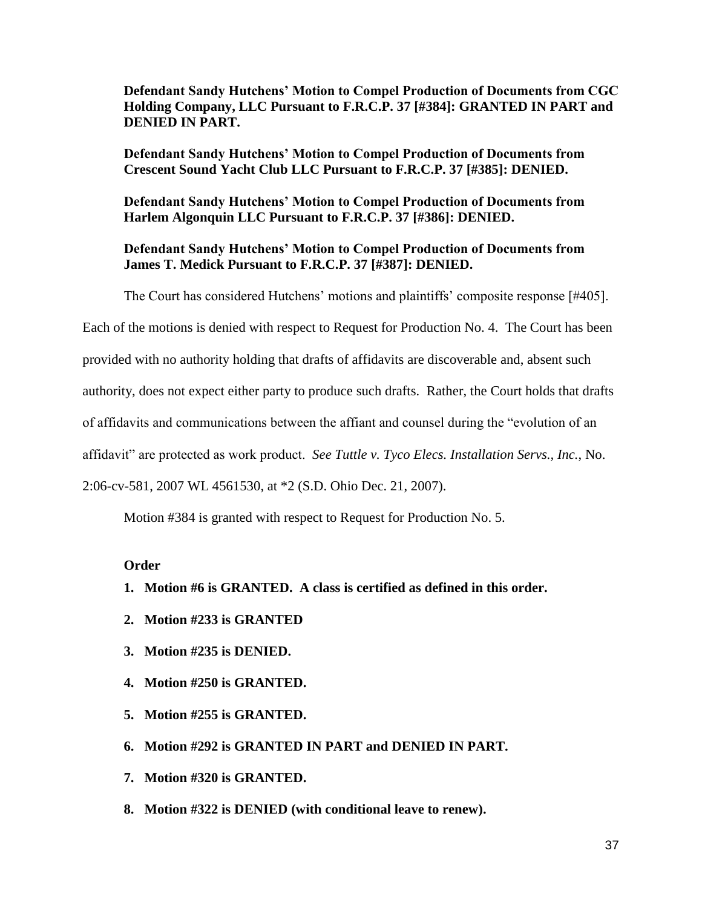**Defendant Sandy Hutchens' Motion to Compel Production of Documents from CGC Holding Company, LLC Pursuant to F.R.C.P. 37 [#384]: GRANTED IN PART and DENIED IN PART.**

**Defendant Sandy Hutchens' Motion to Compel Production of Documents from Crescent Sound Yacht Club LLC Pursuant to F.R.C.P. 37 [#385]: DENIED.**

**Defendant Sandy Hutchens' Motion to Compel Production of Documents from Harlem Algonquin LLC Pursuant to F.R.C.P. 37 [#386]: DENIED.**

**Defendant Sandy Hutchens' Motion to Compel Production of Documents from James T. Medick Pursuant to F.R.C.P. 37 [#387]: DENIED.**

The Court has considered Hutchens' motions and plaintiffs' composite response [#405]. Each of the motions is denied with respect to Request for Production No. 4. The Court has been provided with no authority holding that drafts of affidavits are discoverable and, absent such authority, does not expect either party to produce such drafts. Rather, the Court holds that drafts of affidavits and communications between the affiant and counsel during the "evolution of an affidavit" are protected as work product. *See Tuttle v. Tyco Elecs. Installation Servs., Inc.*, No. 2:06-cv-581, 2007 WL 4561530, at *2 (S.D. Ohio Dec. 21, 2007).

Motion #384 is granted with respect to Request for Production No. 5.

**Order**

1. **Motion #6 is GRANTED. A class is certified as defined in this order.**
2. **Motion #233 is GRANTED**
3. **Motion #235 is DENIED.**
4. **Motion #250 is GRANTED.**
5. **Motion #255 is GRANTED.**
6. **Motion #292 is GRANTED IN PART and DENIED IN PART.**
7. **Motion #320 is GRANTED.**
8. **Motion #322 is DENIED (with conditional leave to renew).**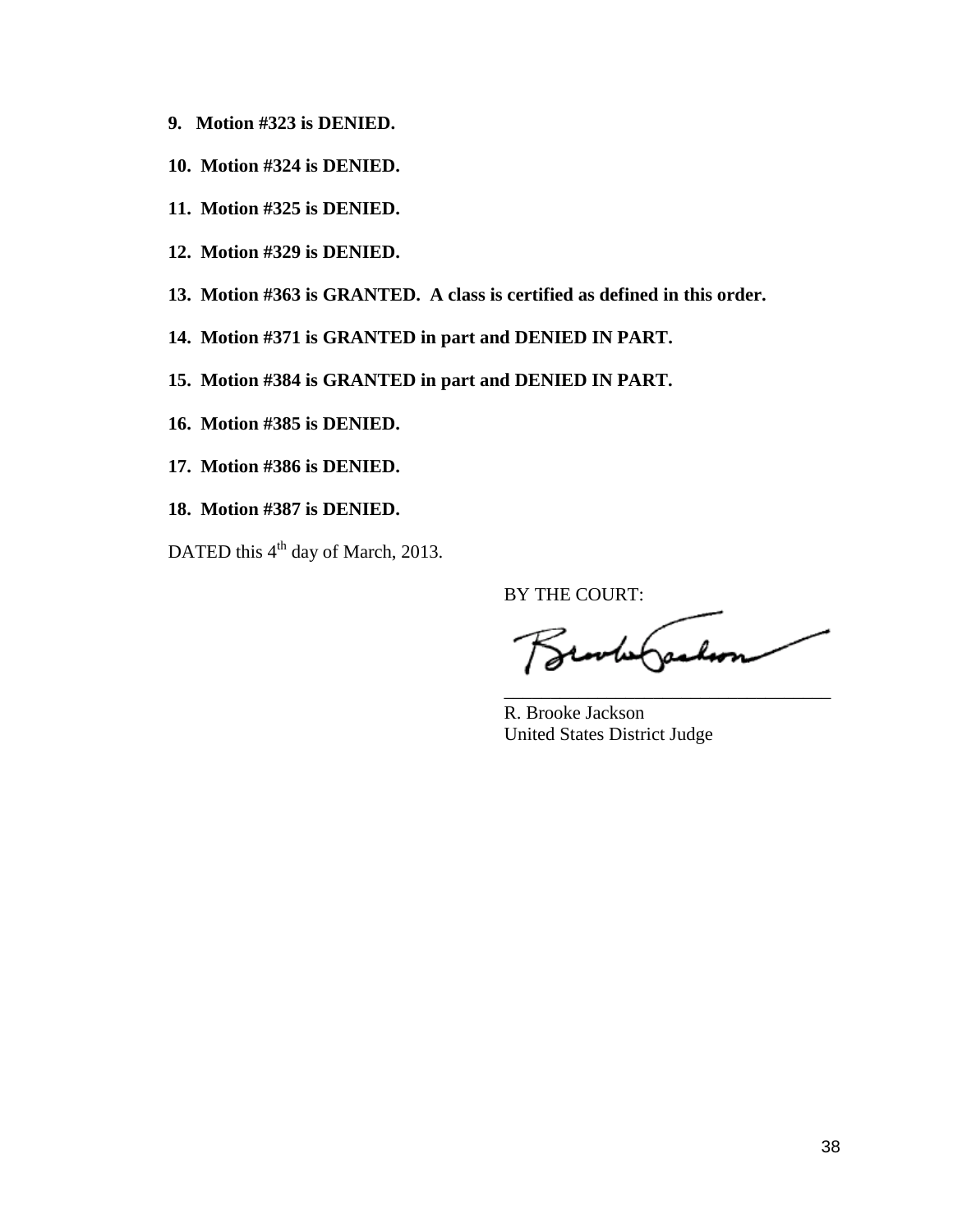**9. Motion #323 is DENIED.**

**10. Motion #324 is DENIED.**

**11. Motion #325 is DENIED.**

**12. Motion #329 is DENIED.**

**13. Motion #363 is GRANTED. A class is certified as defined in this order.**

**14. Motion #371 is GRANTED in part and DENIED IN PART.**

**15. Motion #384 is GRANTED in part and DENIED IN PART.**

**16. Motion #385 is DENIED.**

**17. Motion #386 is DENIED.**

**18. Motion #387 is DENIED.**

DATED this 4th day of March, 2013.

BY THE COURT:

___________________________________

R. Brooke Jackson
United States District Judge